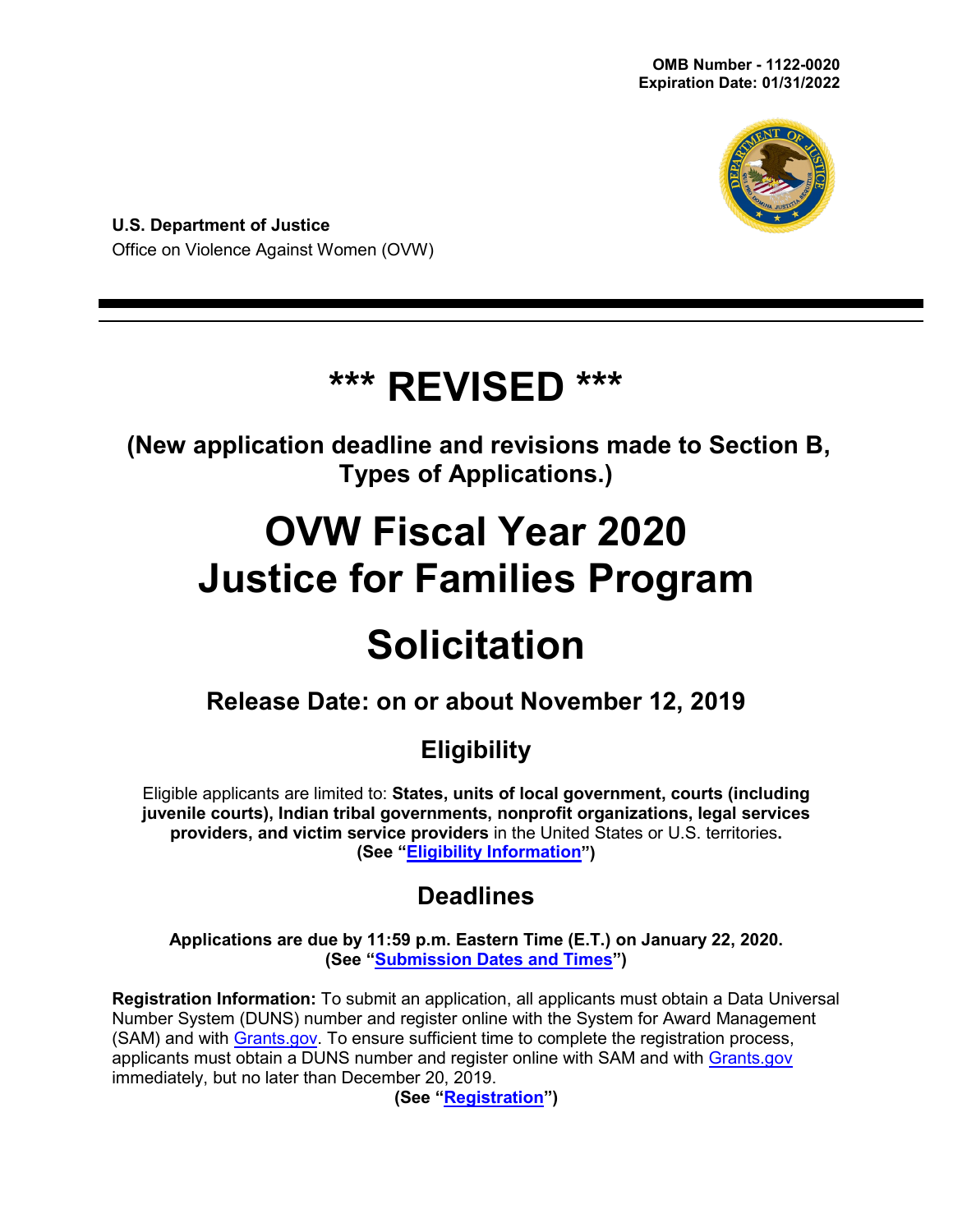OMB Number - 1122-0020
Expiration Date: 01/31/2022

**U.S. Department of Justice**
Office on Violence Against Women (OVW)

# *** REVISED ***

**(New application deadline and revisions made to Section B, Types of Applications.)**

# OVW Fiscal Year 2020 Justice for Families Program

# Solicitation

## Release Date: on or about November 12, 2019

## Eligibility

Eligible applicants are limited to: **States, units of local government, courts (including juvenile courts), Indian tribal governments, nonprofit organizations, legal services providers, and victim service providers** in the United States or U.S. territories**.**
**(See "Eligibility Information")**

## Deadlines

**Applications are due by 11:59 p.m. Eastern Time (E.T.) on January 22, 2020.**
**(See "Submission Dates and Times")**

**Registration Information:** To submit an application, all applicants must obtain a Data Universal Number System (DUNS) number and register online with the System for Award Management (SAM) and with Grants.gov. To ensure sufficient time to complete the registration process, applicants must obtain a DUNS number and register online with SAM and with Grants.gov immediately, but no later than December 20, 2019.
**(See "Registration")**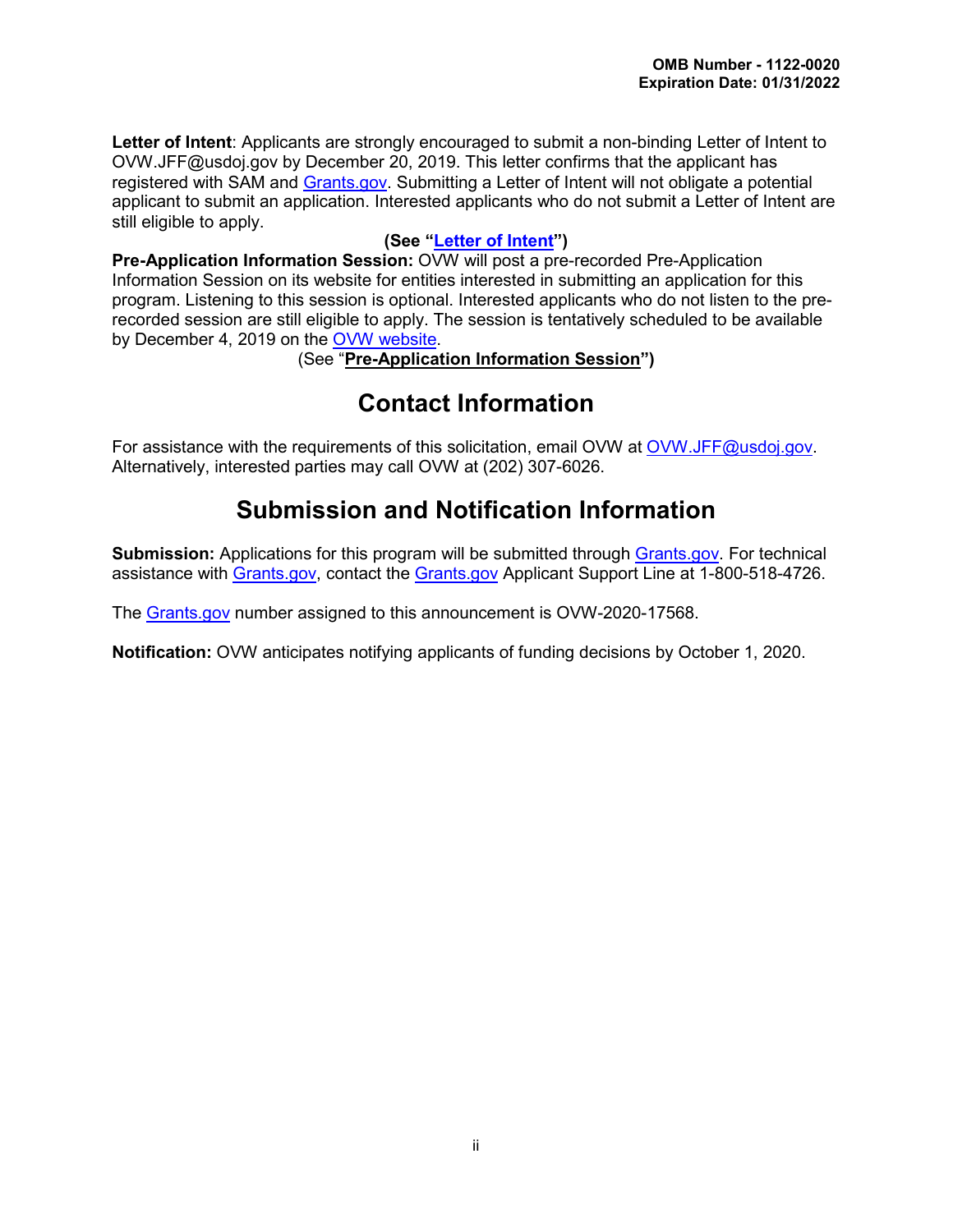**OMB Number - 1122-0020**
**Expiration Date: 01/31/2022**

**Letter of Intent**: Applicants are strongly encouraged to submit a non-binding Letter of Intent to OVW.JFF@usdoj.gov by December 20, 2019. This letter confirms that the applicant has registered with SAM and Grants.gov. Submitting a Letter of Intent will not obligate a potential applicant to submit an application. Interested applicants who do not submit a Letter of Intent are still eligible to apply.

**(See "Letter of Intent")**

**Pre-Application Information Session:** OVW will post a pre-recorded Pre-Application Information Session on its website for entities interested in submitting an application for this program. Listening to this session is optional. Interested applicants who do not listen to the pre-recorded session are still eligible to apply. The session is tentatively scheduled to be available by December 4, 2019 on the OVW website.

(See "**Pre-Application Information Session**")

## Contact Information

For assistance with the requirements of this solicitation, email OVW at OVW.JFF@usdoj.gov. Alternatively, interested parties may call OVW at (202) 307-6026.

## Submission and Notification Information

**Submission:** Applications for this program will be submitted through Grants.gov. For technical assistance with Grants.gov, contact the Grants.gov Applicant Support Line at 1-800-518-4726.

The Grants.gov number assigned to this announcement is OVW-2020-17568.

**Notification:** OVW anticipates notifying applicants of funding decisions by October 1, 2020.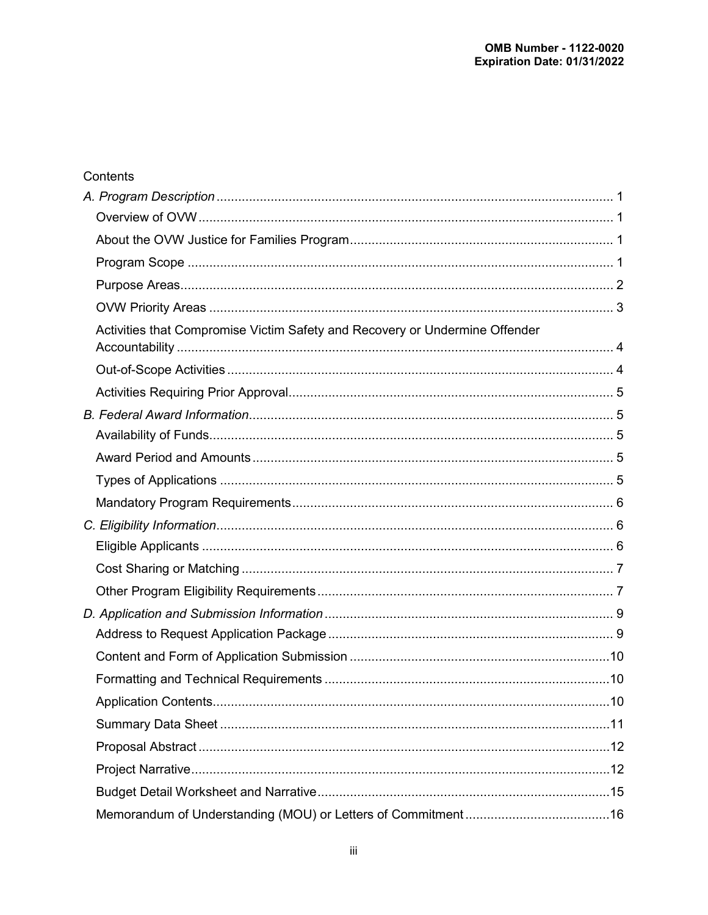**OMB Number - 1122-0020**
**Expiration Date: 01/31/2022**

Contents

*A. Program Description* ............ 1
- Overview of OVW ............ 1
- About the OVW Justice for Families Program ............ 1
- Program Scope ............ 1
- Purpose Areas ............ 2
- OVW Priority Areas ............ 3
- Activities that Compromise Victim Safety and Recovery or Undermine Offender Accountability ............ 4
- Out-of-Scope Activities ............ 4
- Activities Requiring Prior Approval ............ 5

*B. Federal Award Information* ............ 5
- Availability of Funds ............ 5
- Award Period and Amounts ............ 5
- Types of Applications ............ 5
- Mandatory Program Requirements ............ 6

*C. Eligibility Information* ............ 6
- Eligible Applicants ............ 6
- Cost Sharing or Matching ............ 7
- Other Program Eligibility Requirements ............ 7

*D. Application and Submission Information* ............ 9
- Address to Request Application Package ............ 9
- Content and Form of Application Submission ............ 10
- Formatting and Technical Requirements ............ 10
- Application Contents ............ 10
- Summary Data Sheet ............ 11
- Proposal Abstract ............ 12
- Project Narrative ............ 12
- Budget Detail Worksheet and Narrative ............ 15
- Memorandum of Understanding (MOU) or Letters of Commitment ............ 16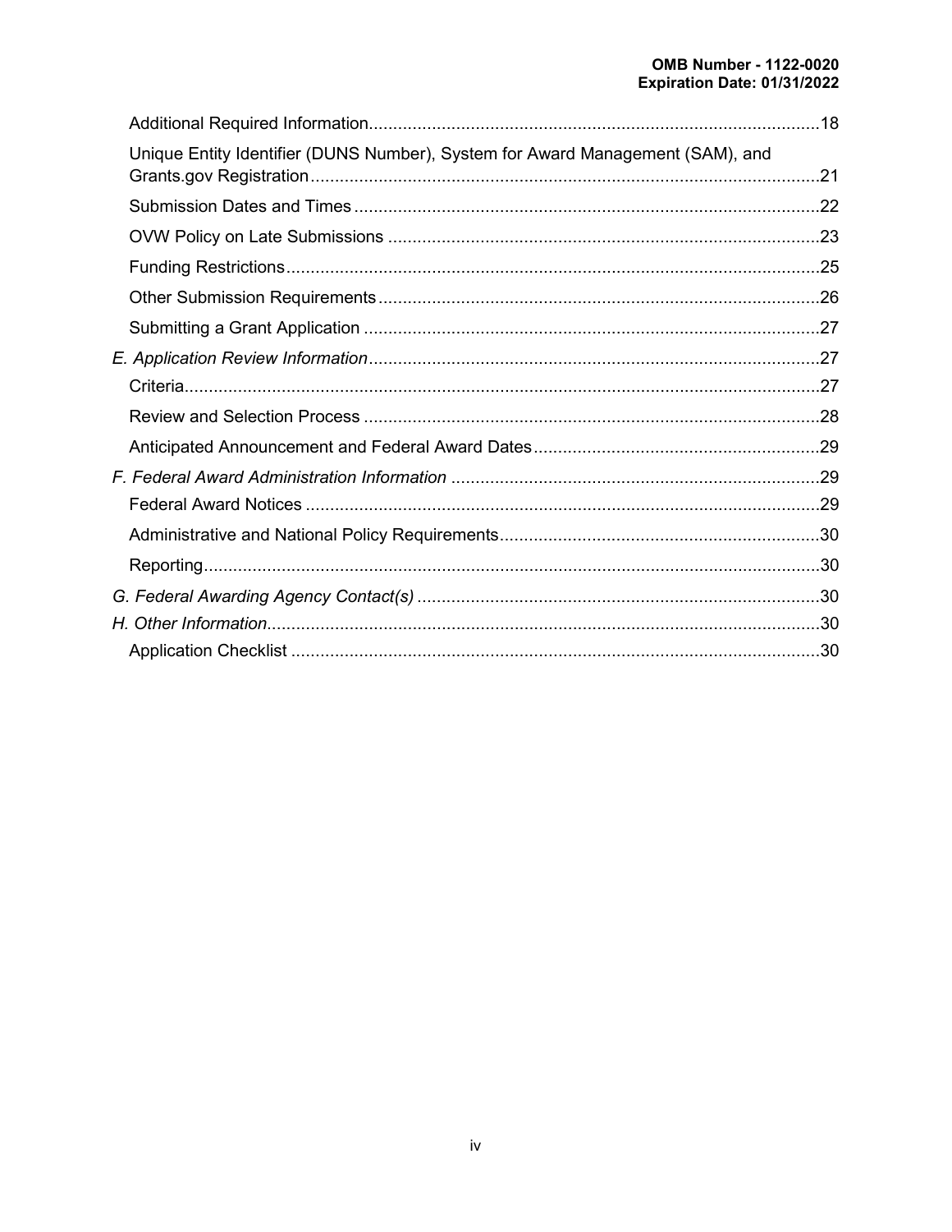Additional Required Information....................................................................................18

Unique Entity Identifier (DUNS Number), System for Award Management (SAM), and Grants.gov Registration....................................................................................21

Submission Dates and Times....................................................................................22

OVW Policy on Late Submissions....................................................................................23

Funding Restrictions....................................................................................25

Other Submission Requirements....................................................................................26

Submitting a Grant Application....................................................................................27

*E. Application Review Information*....................................................................................27

Criteria....................................................................................27

Review and Selection Process....................................................................................28

Anticipated Announcement and Federal Award Dates....................................................................................29

*F. Federal Award Administration Information*....................................................................................29

Federal Award Notices....................................................................................29

Administrative and National Policy Requirements....................................................................................30

Reporting....................................................................................30

*G. Federal Awarding Agency Contact(s)*....................................................................................30

*H. Other Information*....................................................................................30

Application Checklist....................................................................................30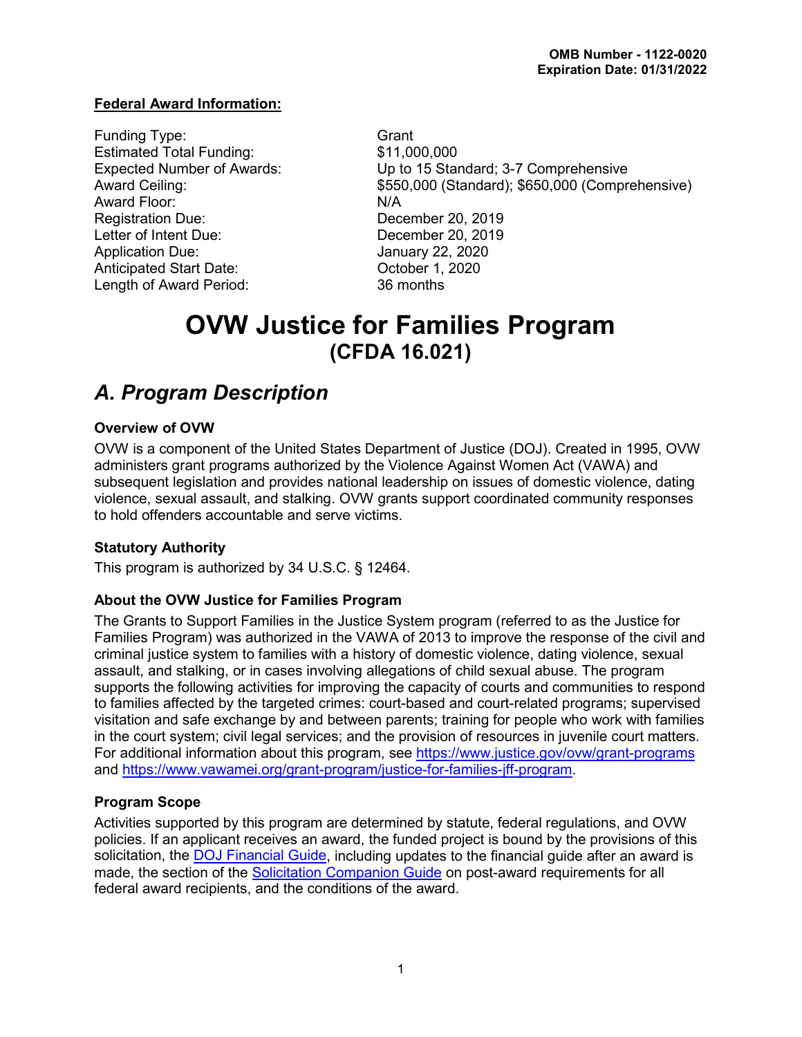OMB Number - 1122-0020
Expiration Date: 01/31/2022

**Federal Award Information:**

| | |
|---|---|
| Funding Type: | Grant |
| Estimated Total Funding: | $11,000,000 |
| Expected Number of Awards: | Up to 15 Standard; 3-7 Comprehensive |
| Award Ceiling: | $550,000 (Standard); $650,000 (Comprehensive) |
| Award Floor: | N/A |
| Registration Due: | December 20, 2019 |
| Letter of Intent Due: | December 20, 2019 |
| Application Due: | January 22, 2020 |
| Anticipated Start Date: | October 1, 2020 |
| Length of Award Period: | 36 months |

# OVW Justice for Families Program
## (CFDA 16.021)

## *A. Program Description*

### Overview of OVW

OVW is a component of the United States Department of Justice (DOJ). Created in 1995, OVW administers grant programs authorized by the Violence Against Women Act (VAWA) and subsequent legislation and provides national leadership on issues of domestic violence, dating violence, sexual assault, and stalking. OVW grants support coordinated community responses to hold offenders accountable and serve victims.

### Statutory Authority

This program is authorized by 34 U.S.C. § 12464.

### About the OVW Justice for Families Program

The Grants to Support Families in the Justice System program (referred to as the Justice for Families Program) was authorized in the VAWA of 2013 to improve the response of the civil and criminal justice system to families with a history of domestic violence, dating violence, sexual assault, and stalking, or in cases involving allegations of child sexual abuse. The program supports the following activities for improving the capacity of courts and communities to respond to families affected by the targeted crimes: court-based and court-related programs; supervised visitation and safe exchange by and between parents; training for people who work with families in the court system; civil legal services; and the provision of resources in juvenile court matters. For additional information about this program, see https://www.justice.gov/ovw/grant-programs and https://www.vawamei.org/grant-program/justice-for-families-jff-program.

### Program Scope

Activities supported by this program are determined by statute, federal regulations, and OVW policies. If an applicant receives an award, the funded project is bound by the provisions of this solicitation, the DOJ Financial Guide, including updates to the financial guide after an award is made, the section of the Solicitation Companion Guide on post-award requirements for all federal award recipients, and the conditions of the award.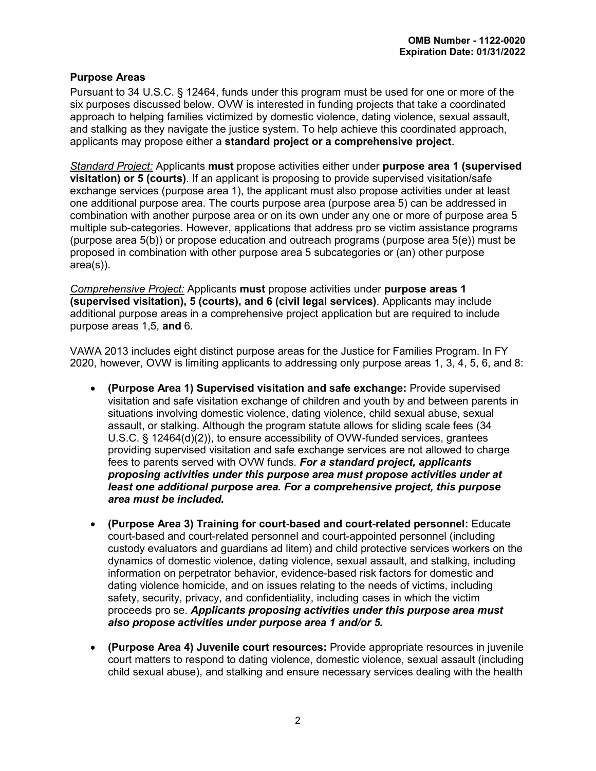### Purpose Areas

Pursuant to 34 U.S.C. § 12464, funds under this program must be used for one or more of the six purposes discussed below. OVW is interested in funding projects that take a coordinated approach to helping families victimized by domestic violence, dating violence, sexual assault, and stalking as they navigate the justice system. To help achieve this coordinated approach, applicants may propose either a **standard project or a comprehensive project**.

*Standard Project:* Applicants **must** propose activities either under **purpose area 1 (supervised visitation) or 5 (courts)**. If an applicant is proposing to provide supervised visitation/safe exchange services (purpose area 1), the applicant must also propose activities under at least one additional purpose area. The courts purpose area (purpose area 5) can be addressed in combination with another purpose area or on its own under any one or more of purpose area 5 multiple sub-categories. However, applications that address pro se victim assistance programs (purpose area 5(b)) or propose education and outreach programs (purpose area 5(e)) must be proposed in combination with other purpose area 5 subcategories or (an) other purpose area(s)).

*Comprehensive Project:* Applicants **must** propose activities under **purpose areas 1 (supervised visitation), 5 (courts), and 6 (civil legal services)**. Applicants may include additional purpose areas in a comprehensive project application but are required to include purpose areas 1,5, **and** 6.

VAWA 2013 includes eight distinct purpose areas for the Justice for Families Program. In FY 2020, however, OVW is limiting applicants to addressing only purpose areas 1, 3, 4, 5, 6, and 8:

- **(Purpose Area 1) Supervised visitation and safe exchange:** Provide supervised visitation and safe visitation exchange of children and youth by and between parents in situations involving domestic violence, dating violence, child sexual abuse, sexual assault, or stalking. Although the program statute allows for sliding scale fees (34 U.S.C. § 12464(d)(2)), to ensure accessibility of OVW-funded services, grantees providing supervised visitation and safe exchange services are not allowed to charge fees to parents served with OVW funds. ***For a standard project, applicants proposing activities under this purpose area must propose activities under at least one additional purpose area. For a comprehensive project, this purpose area must be included.***

- **(Purpose Area 3) Training for court-based and court-related personnel:** Educate court-based and court-related personnel and court-appointed personnel (including custody evaluators and guardians ad litem) and child protective services workers on the dynamics of domestic violence, dating violence, sexual assault, and stalking, including information on perpetrator behavior, evidence-based risk factors for domestic and dating violence homicide, and on issues relating to the needs of victims, including safety, security, privacy, and confidentiality, including cases in which the victim proceeds pro se. ***Applicants proposing activities under this purpose area must also propose activities under purpose area 1 and/or 5.***

- **(Purpose Area 4) Juvenile court resources:** Provide appropriate resources in juvenile court matters to respond to dating violence, domestic violence, sexual assault (including child sexual abuse), and stalking and ensure necessary services dealing with the health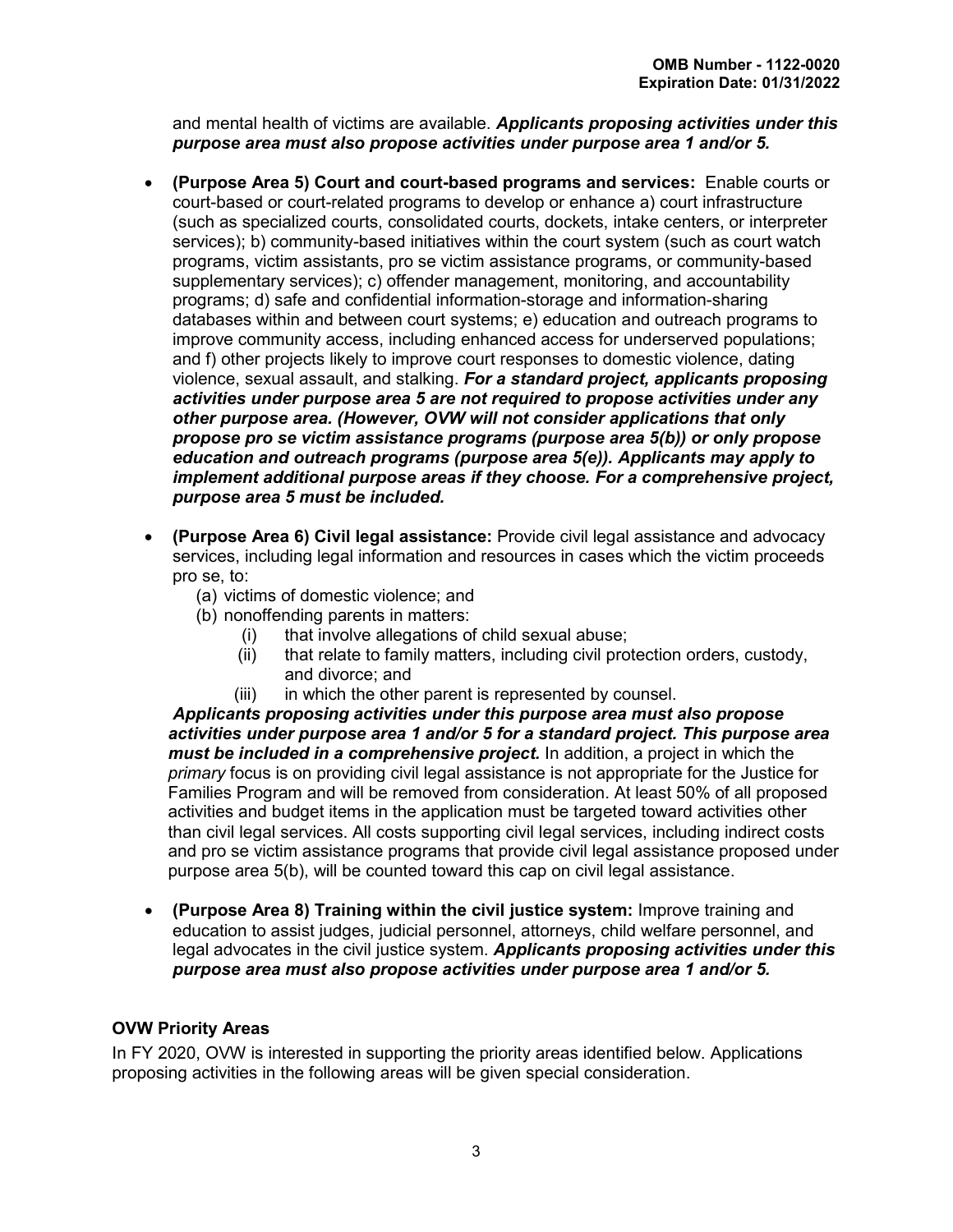and mental health of victims are available. ***Applicants proposing activities under this purpose area must also propose activities under purpose area 1 and/or 5.***

- **(Purpose Area 5) Court and court-based programs and services:** Enable courts or court-based or court-related programs to develop or enhance a) court infrastructure (such as specialized courts, consolidated courts, dockets, intake centers, or interpreter services); b) community-based initiatives within the court system (such as court watch programs, victim assistants, pro se victim assistance programs, or community-based supplementary services); c) offender management, monitoring, and accountability programs; d) safe and confidential information-storage and information-sharing databases within and between court systems; e) education and outreach programs to improve community access, including enhanced access for underserved populations; and f) other projects likely to improve court responses to domestic violence, dating violence, sexual assault, and stalking. ***For a standard project, applicants proposing activities under purpose area 5 are not required to propose activities under any other purpose area. (However, OVW will not consider applications that only propose pro se victim assistance programs (purpose area 5(b)) or only propose education and outreach programs (purpose area 5(e)). Applicants may apply to implement additional purpose areas if they choose. For a comprehensive project, purpose area 5 must be included.***

- **(Purpose Area 6) Civil legal assistance:** Provide civil legal assistance and advocacy services, including legal information and resources in cases which the victim proceeds pro se, to:
  - (a) victims of domestic violence; and
  - (b) nonoffending parents in matters:
    - (i) that involve allegations of child sexual abuse;
    - (ii) that relate to family matters, including civil protection orders, custody, and divorce; and
    - (iii) in which the other parent is represented by counsel.

  ***Applicants proposing activities under this purpose area must also propose activities under purpose area 1 and/or 5 for a standard project. This purpose area must be included in a comprehensive project.*** In addition, a project in which the *primary* focus is on providing civil legal assistance is not appropriate for the Justice for Families Program and will be removed from consideration. At least 50% of all proposed activities and budget items in the application must be targeted toward activities other than civil legal services. All costs supporting civil legal services, including indirect costs and pro se victim assistance programs that provide civil legal assistance proposed under purpose area 5(b), will be counted toward this cap on civil legal assistance.

- **(Purpose Area 8) Training within the civil justice system:** Improve training and education to assist judges, judicial personnel, attorneys, child welfare personnel, and legal advocates in the civil justice system. ***Applicants proposing activities under this purpose area must also propose activities under purpose area 1 and/or 5.***

**OVW Priority Areas**

In FY 2020, OVW is interested in supporting the priority areas identified below. Applications proposing activities in the following areas will be given special consideration.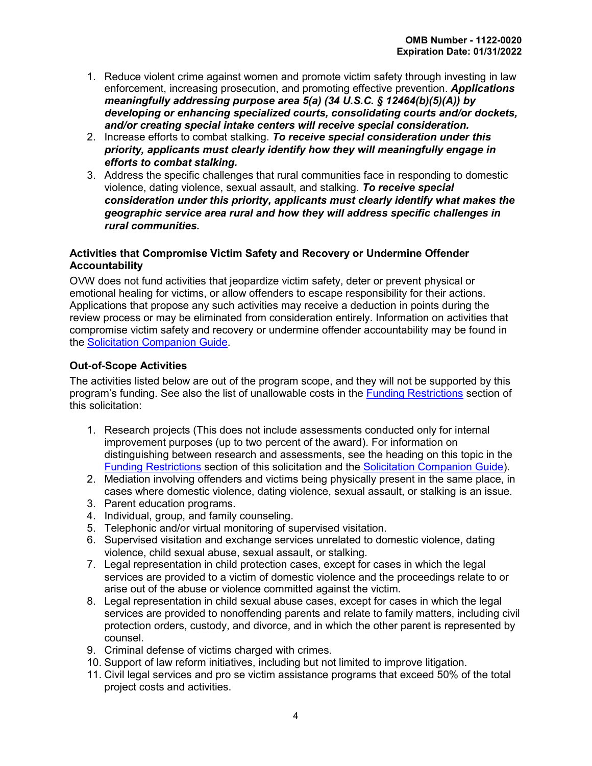1. Reduce violent crime against women and promote victim safety through investing in law enforcement, increasing prosecution, and promoting effective prevention. ***Applications meaningfully addressing purpose area 5(a) (34 U.S.C. § 12464(b)(5)(A)) by developing or enhancing specialized courts, consolidating courts and/or dockets, and/or creating special intake centers will receive special consideration.***
2. Increase efforts to combat stalking. ***To receive special consideration under this priority, applicants must clearly identify how they will meaningfully engage in efforts to combat stalking.***
3. Address the specific challenges that rural communities face in responding to domestic violence, dating violence, sexual assault, and stalking. ***To receive special consideration under this priority, applicants must clearly identify what makes the geographic service area rural and how they will address specific challenges in rural communities.***

**Activities that Compromise Victim Safety and Recovery or Undermine Offender Accountability**

OVW does not fund activities that jeopardize victim safety, deter or prevent physical or emotional healing for victims, or allow offenders to escape responsibility for their actions. Applications that propose any such activities may receive a deduction in points during the review process or may be eliminated from consideration entirely. Information on activities that compromise victim safety and recovery or undermine offender accountability may be found in the Solicitation Companion Guide.

**Out-of-Scope Activities**

The activities listed below are out of the program scope, and they will not be supported by this program's funding. See also the list of unallowable costs in the Funding Restrictions section of this solicitation:

1. Research projects (This does not include assessments conducted only for internal improvement purposes (up to two percent of the award). For information on distinguishing between research and assessments, see the heading on this topic in the Funding Restrictions section of this solicitation and the Solicitation Companion Guide).
2. Mediation involving offenders and victims being physically present in the same place, in cases where domestic violence, dating violence, sexual assault, or stalking is an issue.
3. Parent education programs.
4. Individual, group, and family counseling.
5. Telephonic and/or virtual monitoring of supervised visitation.
6. Supervised visitation and exchange services unrelated to domestic violence, dating violence, child sexual abuse, sexual assault, or stalking.
7. Legal representation in child protection cases, except for cases in which the legal services are provided to a victim of domestic violence and the proceedings relate to or arise out of the abuse or violence committed against the victim.
8. Legal representation in child sexual abuse cases, except for cases in which the legal services are provided to nonoffending parents and relate to family matters, including civil protection orders, custody, and divorce, and in which the other parent is represented by counsel.
9. Criminal defense of victims charged with crimes.
10. Support of law reform initiatives, including but not limited to improve litigation.
11. Civil legal services and pro se victim assistance programs that exceed 50% of the total project costs and activities.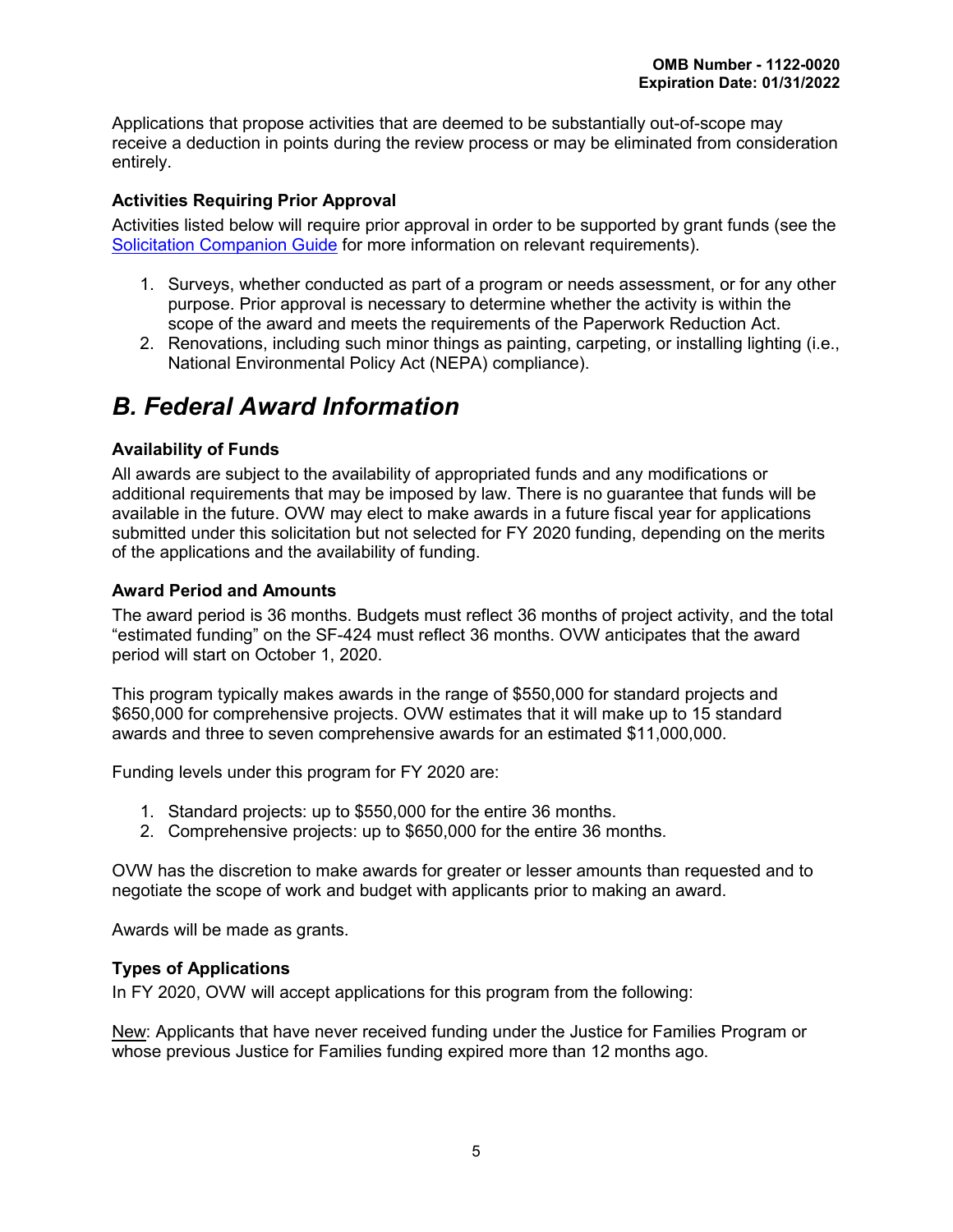Applications that propose activities that are deemed to be substantially out-of-scope may receive a deduction in points during the review process or may be eliminated from consideration entirely.

### Activities Requiring Prior Approval

Activities listed below will require prior approval in order to be supported by grant funds (see the [Solicitation Companion Guide](Solicitation Companion Guide) for more information on relevant requirements).

1. Surveys, whether conducted as part of a program or needs assessment, or for any other purpose. Prior approval is necessary to determine whether the activity is within the scope of the award and meets the requirements of the Paperwork Reduction Act.
2. Renovations, including such minor things as painting, carpeting, or installing lighting (i.e., National Environmental Policy Act (NEPA) compliance).

## *B. Federal Award Information*

### Availability of Funds

All awards are subject to the availability of appropriated funds and any modifications or additional requirements that may be imposed by law. There is no guarantee that funds will be available in the future. OVW may elect to make awards in a future fiscal year for applications submitted under this solicitation but not selected for FY 2020 funding, depending on the merits of the applications and the availability of funding.

### Award Period and Amounts

The award period is 36 months. Budgets must reflect 36 months of project activity, and the total "estimated funding" on the SF-424 must reflect 36 months. OVW anticipates that the award period will start on October 1, 2020.

This program typically makes awards in the range of $550,000 for standard projects and $650,000 for comprehensive projects. OVW estimates that it will make up to 15 standard awards and three to seven comprehensive awards for an estimated $11,000,000.

Funding levels under this program for FY 2020 are:

1. Standard projects: up to $550,000 for the entire 36 months.
2. Comprehensive projects: up to $650,000 for the entire 36 months.

OVW has the discretion to make awards for greater or lesser amounts than requested and to negotiate the scope of work and budget with applicants prior to making an award.

Awards will be made as grants.

### Types of Applications

In FY 2020, OVW will accept applications for this program from the following:

<u>New</u>: Applicants that have never received funding under the Justice for Families Program or whose previous Justice for Families funding expired more than 12 months ago.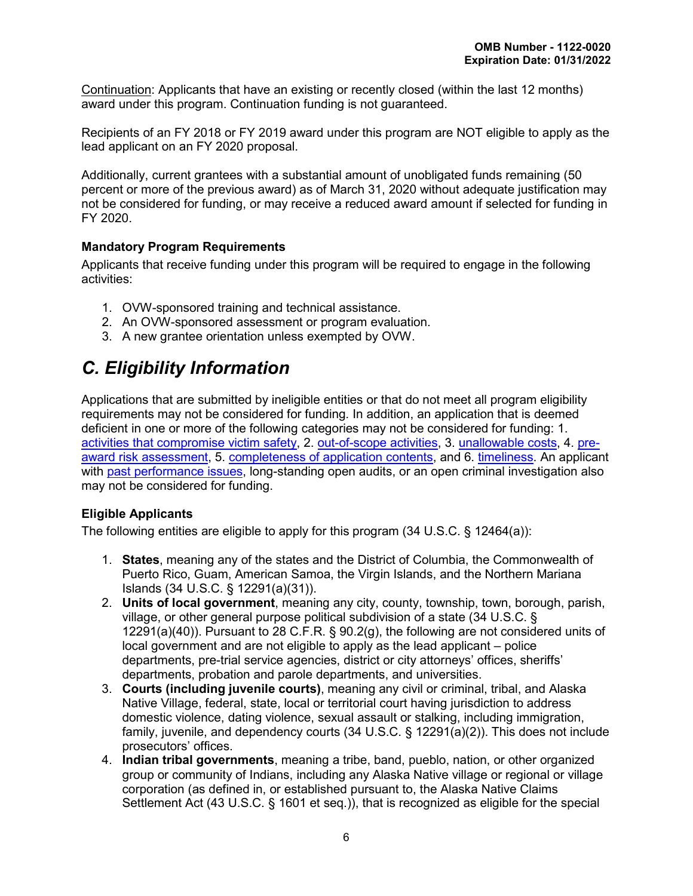Continuation: Applicants that have an existing or recently closed (within the last 12 months) award under this program. Continuation funding is not guaranteed.

Recipients of an FY 2018 or FY 2019 award under this program are NOT eligible to apply as the lead applicant on an FY 2020 proposal.

Additionally, current grantees with a substantial amount of unobligated funds remaining (50 percent or more of the previous award) as of March 31, 2020 without adequate justification may not be considered for funding, or may receive a reduced award amount if selected for funding in FY 2020.

### Mandatory Program Requirements

Applicants that receive funding under this program will be required to engage in the following activities:

1. OVW-sponsored training and technical assistance.
2. An OVW-sponsored assessment or program evaluation.
3. A new grantee orientation unless exempted by OVW.

## C. Eligibility Information

Applications that are submitted by ineligible entities or that do not meet all program eligibility requirements may not be considered for funding. In addition, an application that is deemed deficient in one or more of the following categories may not be considered for funding: 1. activities that compromise victim safety, 2. out-of-scope activities, 3. unallowable costs, 4. pre-award risk assessment, 5. completeness of application contents, and 6. timeliness. An applicant with past performance issues, long-standing open audits, or an open criminal investigation also may not be considered for funding.

### Eligible Applicants

The following entities are eligible to apply for this program (34 U.S.C. § 12464(a)):

1. **States**, meaning any of the states and the District of Columbia, the Commonwealth of Puerto Rico, Guam, American Samoa, the Virgin Islands, and the Northern Mariana Islands (34 U.S.C. § 12291(a)(31)).
2. **Units of local government**, meaning any city, county, township, town, borough, parish, village, or other general purpose political subdivision of a state (34 U.S.C. § 12291(a)(40)). Pursuant to 28 C.F.R. § 90.2(g), the following are not considered units of local government and are not eligible to apply as the lead applicant – police departments, pre-trial service agencies, district or city attorneys' offices, sheriffs' departments, probation and parole departments, and universities.
3. **Courts (including juvenile courts)**, meaning any civil or criminal, tribal, and Alaska Native Village, federal, state, local or territorial court having jurisdiction to address domestic violence, dating violence, sexual assault or stalking, including immigration, family, juvenile, and dependency courts (34 U.S.C. § 12291(a)(2)). This does not include prosecutors' offices.
4. **Indian tribal governments**, meaning a tribe, band, pueblo, nation, or other organized group or community of Indians, including any Alaska Native village or regional or village corporation (as defined in, or established pursuant to, the Alaska Native Claims Settlement Act (43 U.S.C. § 1601 et seq.)), that is recognized as eligible for the special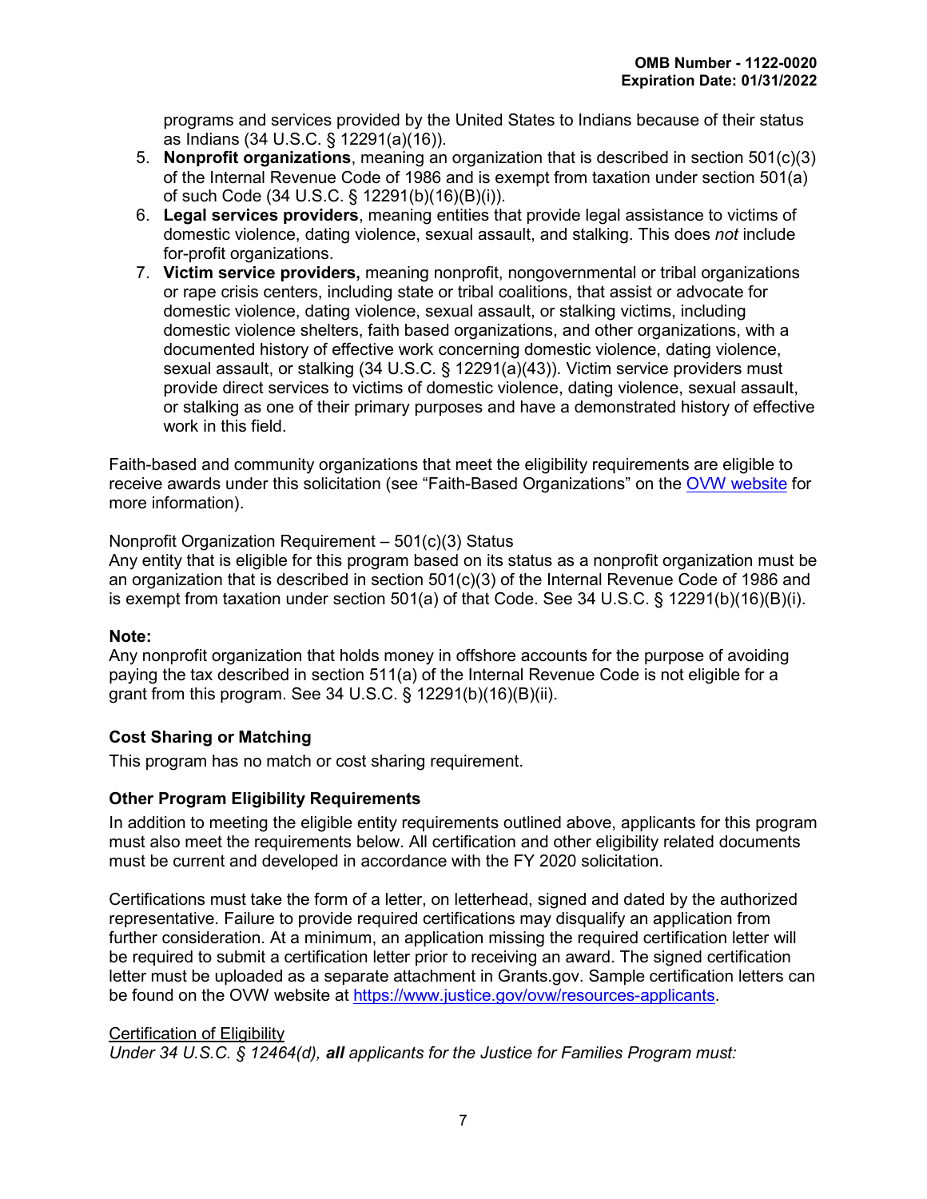programs and services provided by the United States to Indians because of their status as Indians (34 U.S.C. § 12291(a)(16)).

5. **Nonprofit organizations**, meaning an organization that is described in section 501(c)(3) of the Internal Revenue Code of 1986 and is exempt from taxation under section 501(a) of such Code (34 U.S.C. § 12291(b)(16)(B)(i)).
6. **Legal services providers**, meaning entities that provide legal assistance to victims of domestic violence, dating violence, sexual assault, and stalking. This does *not* include for-profit organizations.
7. **Victim service providers,** meaning nonprofit, nongovernmental or tribal organizations or rape crisis centers, including state or tribal coalitions, that assist or advocate for domestic violence, dating violence, sexual assault, or stalking victims, including domestic violence shelters, faith based organizations, and other organizations, with a documented history of effective work concerning domestic violence, dating violence, sexual assault, or stalking (34 U.S.C. § 12291(a)(43)). Victim service providers must provide direct services to victims of domestic violence, dating violence, sexual assault, or stalking as one of their primary purposes and have a demonstrated history of effective work in this field.

Faith-based and community organizations that meet the eligibility requirements are eligible to receive awards under this solicitation (see "Faith-Based Organizations" on the [OVW website](https://www.justice.gov/ovw) for more information).

Nonprofit Organization Requirement – 501(c)(3) Status

Any entity that is eligible for this program based on its status as a nonprofit organization must be an organization that is described in section 501(c)(3) of the Internal Revenue Code of 1986 and is exempt from taxation under section 501(a) of that Code. See 34 U.S.C. § 12291(b)(16)(B)(i).

**Note:**

Any nonprofit organization that holds money in offshore accounts for the purpose of avoiding paying the tax described in section 511(a) of the Internal Revenue Code is not eligible for a grant from this program. See 34 U.S.C. § 12291(b)(16)(B)(ii).

### Cost Sharing or Matching

This program has no match or cost sharing requirement.

### Other Program Eligibility Requirements

In addition to meeting the eligible entity requirements outlined above, applicants for this program must also meet the requirements below. All certification and other eligibility related documents must be current and developed in accordance with the FY 2020 solicitation.

Certifications must take the form of a letter, on letterhead, signed and dated by the authorized representative. Failure to provide required certifications may disqualify an application from further consideration. At a minimum, an application missing the required certification letter will be required to submit a certification letter prior to receiving an award. The signed certification letter must be uploaded as a separate attachment in Grants.gov. Sample certification letters can be found on the OVW website at https://www.justice.gov/ovw/resources-applicants.

Certification of Eligibility

*Under 34 U.S.C. § 12464(d), **all** applicants for the Justice for Families Program must:*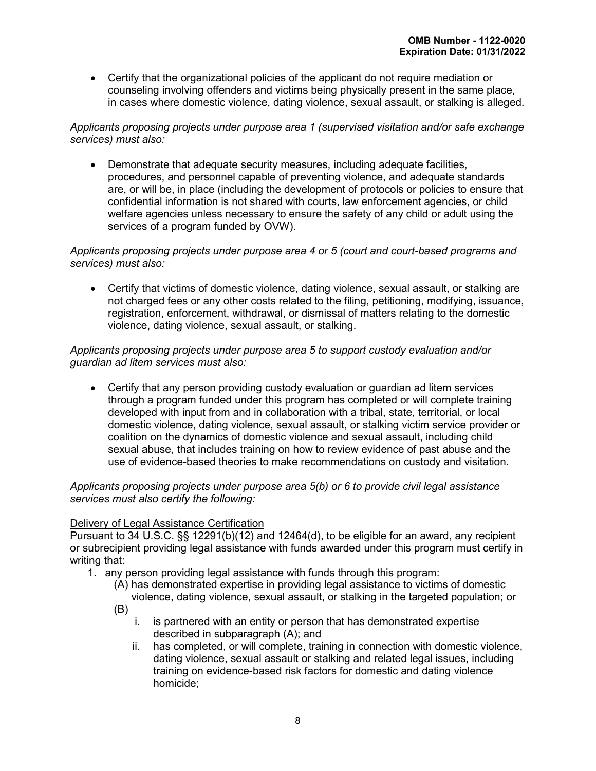- Certify that the organizational policies of the applicant do not require mediation or counseling involving offenders and victims being physically present in the same place, in cases where domestic violence, dating violence, sexual assault, or stalking is alleged.

*Applicants proposing projects under purpose area 1 (supervised visitation and/or safe exchange services) must also:*

- Demonstrate that adequate security measures, including adequate facilities, procedures, and personnel capable of preventing violence, and adequate standards are, or will be, in place (including the development of protocols or policies to ensure that confidential information is not shared with courts, law enforcement agencies, or child welfare agencies unless necessary to ensure the safety of any child or adult using the services of a program funded by OVW).

*Applicants proposing projects under purpose area 4 or 5 (court and court-based programs and services) must also:*

- Certify that victims of domestic violence, dating violence, sexual assault, or stalking are not charged fees or any other costs related to the filing, petitioning, modifying, issuance, registration, enforcement, withdrawal, or dismissal of matters relating to the domestic violence, dating violence, sexual assault, or stalking.

*Applicants proposing projects under purpose area 5 to support custody evaluation and/or guardian ad litem services must also:*

- Certify that any person providing custody evaluation or guardian ad litem services through a program funded under this program has completed or will complete training developed with input from and in collaboration with a tribal, state, territorial, or local domestic violence, dating violence, sexual assault, or stalking victim service provider or coalition on the dynamics of domestic violence and sexual assault, including child sexual abuse, that includes training on how to review evidence of past abuse and the use of evidence-based theories to make recommendations on custody and visitation.

*Applicants proposing projects under purpose area 5(b) or 6 to provide civil legal assistance services must also certify the following:*

<u>Delivery of Legal Assistance Certification</u>
Pursuant to 34 U.S.C. §§ 12291(b)(12) and 12464(d), to be eligible for an award, any recipient or subrecipient providing legal assistance with funds awarded under this program must certify in writing that:

1. any person providing legal assistance with funds through this program:
   (A) has demonstrated expertise in providing legal assistance to victims of domestic violence, dating violence, sexual assault, or stalking in the targeted population; or
   (B)
      i. is partnered with an entity or person that has demonstrated expertise described in subparagraph (A); and
      ii. has completed, or will complete, training in connection with domestic violence, dating violence, sexual assault or stalking and related legal issues, including training on evidence-based risk factors for domestic and dating violence homicide;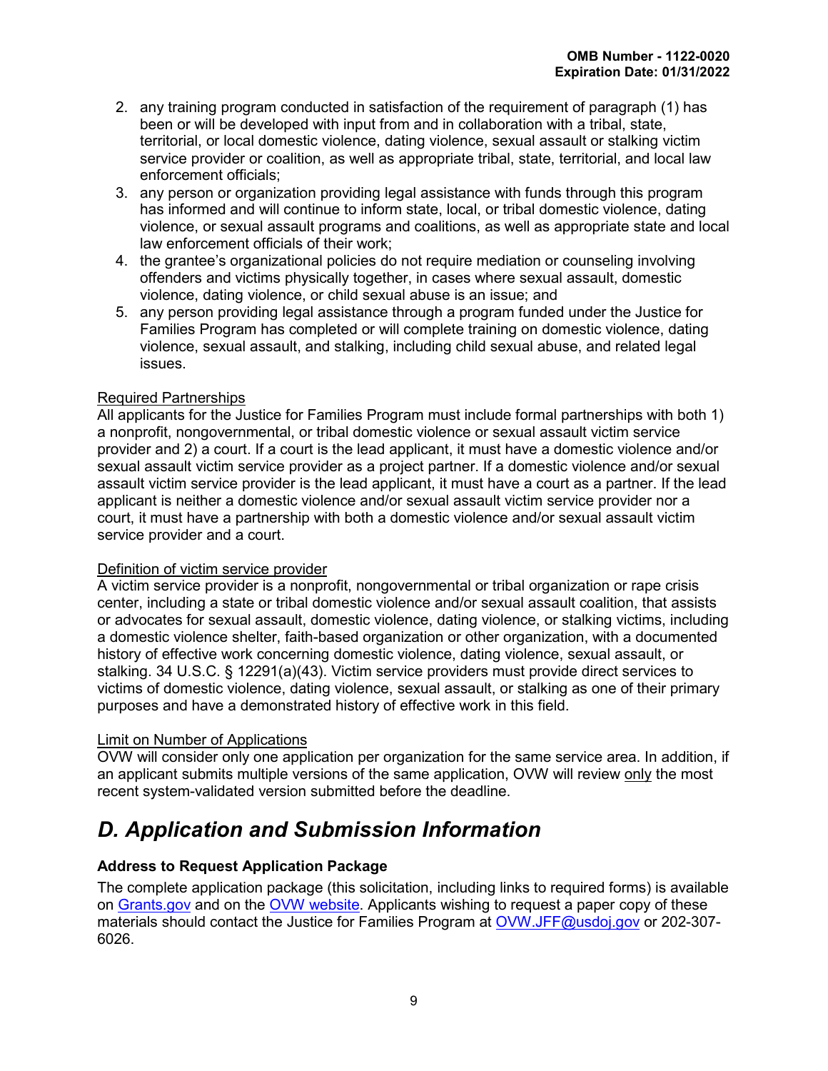2. any training program conducted in satisfaction of the requirement of paragraph (1) has been or will be developed with input from and in collaboration with a tribal, state, territorial, or local domestic violence, dating violence, sexual assault or stalking victim service provider or coalition, as well as appropriate tribal, state, territorial, and local law enforcement officials;
3. any person or organization providing legal assistance with funds through this program has informed and will continue to inform state, local, or tribal domestic violence, dating violence, or sexual assault programs and coalitions, as well as appropriate state and local law enforcement officials of their work;
4. the grantee's organizational policies do not require mediation or counseling involving offenders and victims physically together, in cases where sexual assault, domestic violence, dating violence, or child sexual abuse is an issue; and
5. any person providing legal assistance through a program funded under the Justice for Families Program has completed or will complete training on domestic violence, dating violence, sexual assault, and stalking, including child sexual abuse, and related legal issues.

Required Partnerships

All applicants for the Justice for Families Program must include formal partnerships with both 1) a nonprofit, nongovernmental, or tribal domestic violence or sexual assault victim service provider and 2) a court. If a court is the lead applicant, it must have a domestic violence and/or sexual assault victim service provider as a project partner. If a domestic violence and/or sexual assault victim service provider is the lead applicant, it must have a court as a partner. If the lead applicant is neither a domestic violence and/or sexual assault victim service provider nor a court, it must have a partnership with both a domestic violence and/or sexual assault victim service provider and a court.

Definition of victim service provider

A victim service provider is a nonprofit, nongovernmental or tribal organization or rape crisis center, including a state or tribal domestic violence and/or sexual assault coalition, that assists or advocates for sexual assault, domestic violence, dating violence, or stalking victims, including a domestic violence shelter, faith-based organization or other organization, with a documented history of effective work concerning domestic violence, dating violence, sexual assault, or stalking. 34 U.S.C. § 12291(a)(43). Victim service providers must provide direct services to victims of domestic violence, dating violence, sexual assault, or stalking as one of their primary purposes and have a demonstrated history of effective work in this field.

Limit on Number of Applications

OVW will consider only one application per organization for the same service area. In addition, if an applicant submits multiple versions of the same application, OVW will review only the most recent system-validated version submitted before the deadline.

## *D. Application and Submission Information*

**Address to Request Application Package**

The complete application package (this solicitation, including links to required forms) is available on Grants.gov and on the OVW website. Applicants wishing to request a paper copy of these materials should contact the Justice for Families Program at OVW.JFF@usdoj.gov or 202-307-6026.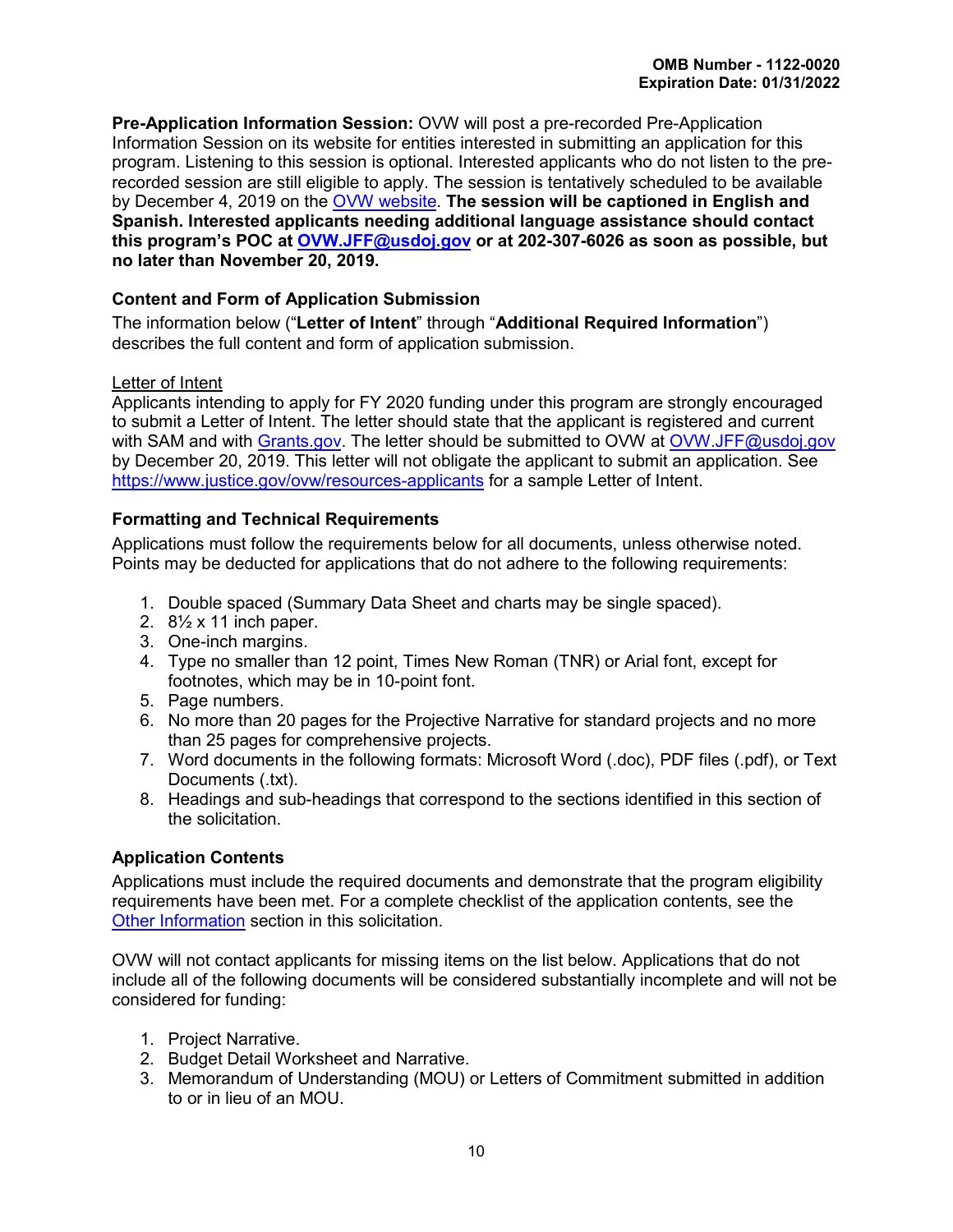**Pre-Application Information Session:** OVW will post a pre-recorded Pre-Application Information Session on its website for entities interested in submitting an application for this program. Listening to this session is optional. Interested applicants who do not listen to the pre-recorded session are still eligible to apply. The session is tentatively scheduled to be available by December 4, 2019 on the [OVW website](). **The session will be captioned in English and Spanish. Interested applicants needing additional language assistance should contact this program's POC at [OVW.JFF@usdoj.gov]() or at 202-307-6026 as soon as possible, but no later than November 20, 2019.**

### Content and Form of Application Submission

The information below ("**Letter of Intent**" through "**Additional Required Information**") describes the full content and form of application submission.

Letter of Intent

Applicants intending to apply for FY 2020 funding under this program are strongly encouraged to submit a Letter of Intent. The letter should state that the applicant is registered and current with SAM and with [Grants.gov](). The letter should be submitted to OVW at [OVW.JFF@usdoj.gov]() by December 20, 2019. This letter will not obligate the applicant to submit an application. See [https://www.justice.gov/ovw/resources-applicants](https://www.justice.gov/ovw/resources-applicants) for a sample Letter of Intent.

### Formatting and Technical Requirements

Applications must follow the requirements below for all documents, unless otherwise noted. Points may be deducted for applications that do not adhere to the following requirements:

1. Double spaced (Summary Data Sheet and charts may be single spaced).
2. 8½ x 11 inch paper.
3. One-inch margins.
4. Type no smaller than 12 point, Times New Roman (TNR) or Arial font, except for footnotes, which may be in 10-point font.
5. Page numbers.
6. No more than 20 pages for the Projective Narrative for standard projects and no more than 25 pages for comprehensive projects.
7. Word documents in the following formats: Microsoft Word (.doc), PDF files (.pdf), or Text Documents (.txt).
8. Headings and sub-headings that correspond to the sections identified in this section of the solicitation.

### Application Contents

Applications must include the required documents and demonstrate that the program eligibility requirements have been met. For a complete checklist of the application contents, see the [Other Information]() section in this solicitation.

OVW will not contact applicants for missing items on the list below. Applications that do not include all of the following documents will be considered substantially incomplete and will not be considered for funding:

1. Project Narrative.
2. Budget Detail Worksheet and Narrative.
3. Memorandum of Understanding (MOU) or Letters of Commitment submitted in addition to or in lieu of an MOU.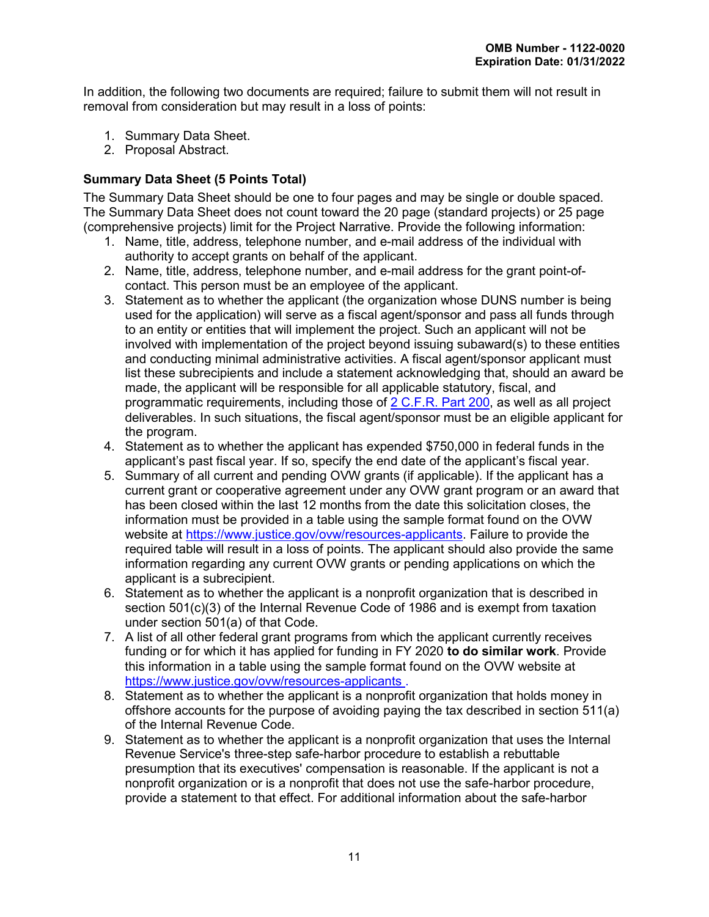In addition, the following two documents are required; failure to submit them will not result in removal from consideration but may result in a loss of points:

1. Summary Data Sheet.
2. Proposal Abstract.

### Summary Data Sheet (5 Points Total)

The Summary Data Sheet should be one to four pages and may be single or double spaced. The Summary Data Sheet does not count toward the 20 page (standard projects) or 25 page (comprehensive projects) limit for the Project Narrative. Provide the following information:

1. Name, title, address, telephone number, and e-mail address of the individual with authority to accept grants on behalf of the applicant.
2. Name, title, address, telephone number, and e-mail address for the grant point-of-contact. This person must be an employee of the applicant.
3. Statement as to whether the applicant (the organization whose DUNS number is being used for the application) will serve as a fiscal agent/sponsor and pass all funds through to an entity or entities that will implement the project. Such an applicant will not be involved with implementation of the project beyond issuing subaward(s) to these entities and conducting minimal administrative activities. A fiscal agent/sponsor applicant must list these subrecipients and include a statement acknowledging that, should an award be made, the applicant will be responsible for all applicable statutory, fiscal, and programmatic requirements, including those of [2 C.F.R. Part 200](), as well as all project deliverables. In such situations, the fiscal agent/sponsor must be an eligible applicant for the program.
4. Statement as to whether the applicant has expended $750,000 in federal funds in the applicant's past fiscal year. If so, specify the end date of the applicant's fiscal year.
5. Summary of all current and pending OVW grants (if applicable). If the applicant has a current grant or cooperative agreement under any OVW grant program or an award that has been closed within the last 12 months from the date this solicitation closes, the information must be provided in a table using the sample format found on the OVW website at [https://www.justice.gov/ovw/resources-applicants](https://www.justice.gov/ovw/resources-applicants). Failure to provide the required table will result in a loss of points. The applicant should also provide the same information regarding any current OVW grants or pending applications on which the applicant is a subrecipient.
6. Statement as to whether the applicant is a nonprofit organization that is described in section 501(c)(3) of the Internal Revenue Code of 1986 and is exempt from taxation under section 501(a) of that Code.
7. A list of all other federal grant programs from which the applicant currently receives funding or for which it has applied for funding in FY 2020 **to do similar work**. Provide this information in a table using the sample format found on the OVW website at [https://www.justice.gov/ovw/resources-applicants](https://www.justice.gov/ovw/resources-applicants).
8. Statement as to whether the applicant is a nonprofit organization that holds money in offshore accounts for the purpose of avoiding paying the tax described in section 511(a) of the Internal Revenue Code.
9. Statement as to whether the applicant is a nonprofit organization that uses the Internal Revenue Service's three-step safe-harbor procedure to establish a rebuttable presumption that its executives' compensation is reasonable. If the applicant is not a nonprofit organization or is a nonprofit that does not use the safe-harbor procedure, provide a statement to that effect. For additional information about the safe-harbor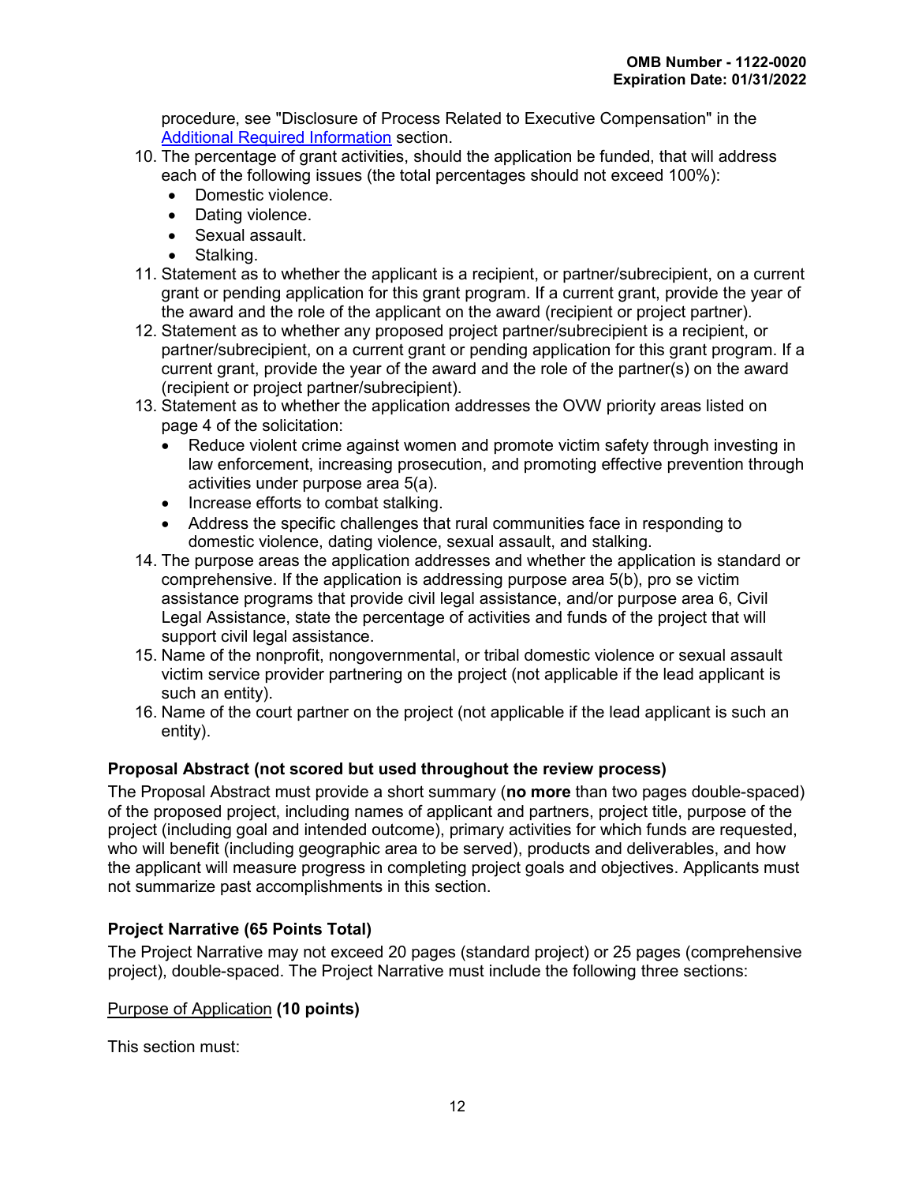procedure, see "Disclosure of Process Related to Executive Compensation" in the [Additional Required Information](#) section.

10. The percentage of grant activities, should the application be funded, that will address each of the following issues (the total percentages should not exceed 100%):
    - Domestic violence.
    - Dating violence.
    - Sexual assault.
    - Stalking.
11. Statement as to whether the applicant is a recipient, or partner/subrecipient, on a current grant or pending application for this grant program. If a current grant, provide the year of the award and the role of the applicant on the award (recipient or project partner).
12. Statement as to whether any proposed project partner/subrecipient is a recipient, or partner/subrecipient, on a current grant or pending application for this grant program. If a current grant, provide the year of the award and the role of the partner(s) on the award (recipient or project partner/subrecipient).
13. Statement as to whether the application addresses the OVW priority areas listed on page 4 of the solicitation:
    - Reduce violent crime against women and promote victim safety through investing in law enforcement, increasing prosecution, and promoting effective prevention through activities under purpose area 5(a).
    - Increase efforts to combat stalking.
    - Address the specific challenges that rural communities face in responding to domestic violence, dating violence, sexual assault, and stalking.
14. The purpose areas the application addresses and whether the application is standard or comprehensive. If the application is addressing purpose area 5(b), pro se victim assistance programs that provide civil legal assistance, and/or purpose area 6, Civil Legal Assistance, state the percentage of activities and funds of the project that will support civil legal assistance.
15. Name of the nonprofit, nongovernmental, or tribal domestic violence or sexual assault victim service provider partnering on the project (not applicable if the lead applicant is such an entity).
16. Name of the court partner on the project (not applicable if the lead applicant is such an entity).

### Proposal Abstract (not scored but used throughout the review process)

The Proposal Abstract must provide a short summary (**no more** than two pages double-spaced) of the proposed project, including names of applicant and partners, project title, purpose of the project (including goal and intended outcome), primary activities for which funds are requested, who will benefit (including geographic area to be served), products and deliverables, and how the applicant will measure progress in completing project goals and objectives. Applicants must not summarize past accomplishments in this section.

### Project Narrative (65 Points Total)

The Project Narrative may not exceed 20 pages (standard project) or 25 pages (comprehensive project), double-spaced. The Project Narrative must include the following three sections:

<u>Purpose of Application</u> **(10 points)**

This section must: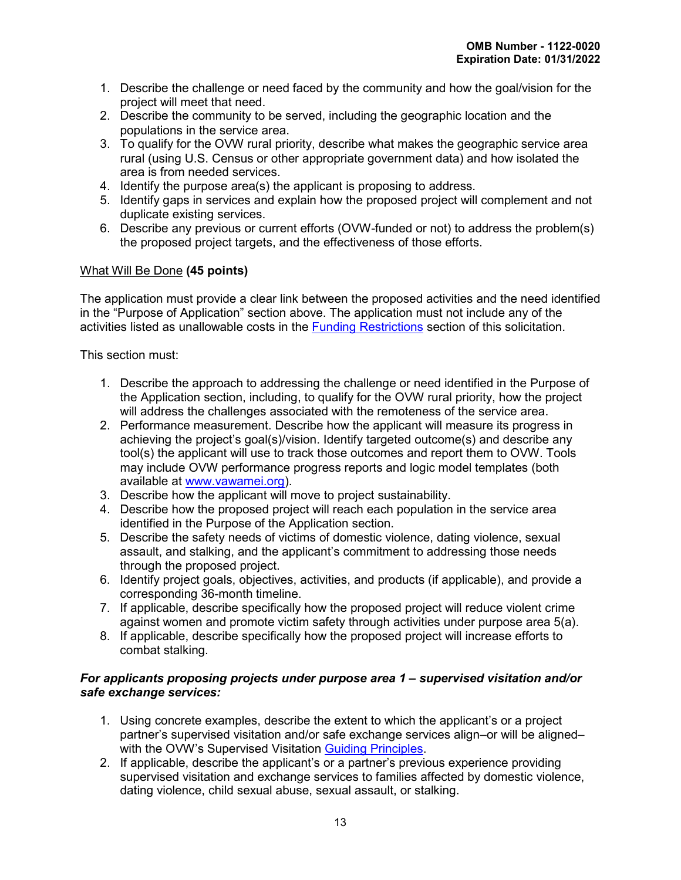1. Describe the challenge or need faced by the community and how the goal/vision for the project will meet that need.
2. Describe the community to be served, including the geographic location and the populations in the service area.
3. To qualify for the OVW rural priority, describe what makes the geographic service area rural (using U.S. Census or other appropriate government data) and how isolated the area is from needed services.
4. Identify the purpose area(s) the applicant is proposing to address.
5. Identify gaps in services and explain how the proposed project will complement and not duplicate existing services.
6. Describe any previous or current efforts (OVW-funded or not) to address the problem(s) the proposed project targets, and the effectiveness of those efforts.

What Will Be Done **(45 points)**

The application must provide a clear link between the proposed activities and the need identified in the "Purpose of Application" section above. The application must not include any of the activities listed as unallowable costs in the [Funding Restrictions](#) section of this solicitation.

This section must:

1. Describe the approach to addressing the challenge or need identified in the Purpose of the Application section, including, to qualify for the OVW rural priority, how the project will address the challenges associated with the remoteness of the service area.
2. Performance measurement. Describe how the applicant will measure its progress in achieving the project's goal(s)/vision. Identify targeted outcome(s) and describe any tool(s) the applicant will use to track those outcomes and report them to OVW. Tools may include OVW performance progress reports and logic model templates (both available at [www.vawamei.org](http://www.vawamei.org)).
3. Describe how the applicant will move to project sustainability.
4. Describe how the proposed project will reach each population in the service area identified in the Purpose of the Application section.
5. Describe the safety needs of victims of domestic violence, dating violence, sexual assault, and stalking, and the applicant's commitment to addressing those needs through the proposed project.
6. Identify project goals, objectives, activities, and products (if applicable), and provide a corresponding 36-month timeline.
7. If applicable, describe specifically how the proposed project will reduce violent crime against women and promote victim safety through activities under purpose area 5(a).
8. If applicable, describe specifically how the proposed project will increase efforts to combat stalking.

***For applicants proposing projects under purpose area 1 – supervised visitation and/or safe exchange services:***

1. Using concrete examples, describe the extent to which the applicant's or a project partner's supervised visitation and/or safe exchange services align–or will be aligned–with the OVW's Supervised Visitation [Guiding Principles](#).
2. If applicable, describe the applicant's or a partner's previous experience providing supervised visitation and exchange services to families affected by domestic violence, dating violence, child sexual abuse, sexual assault, or stalking.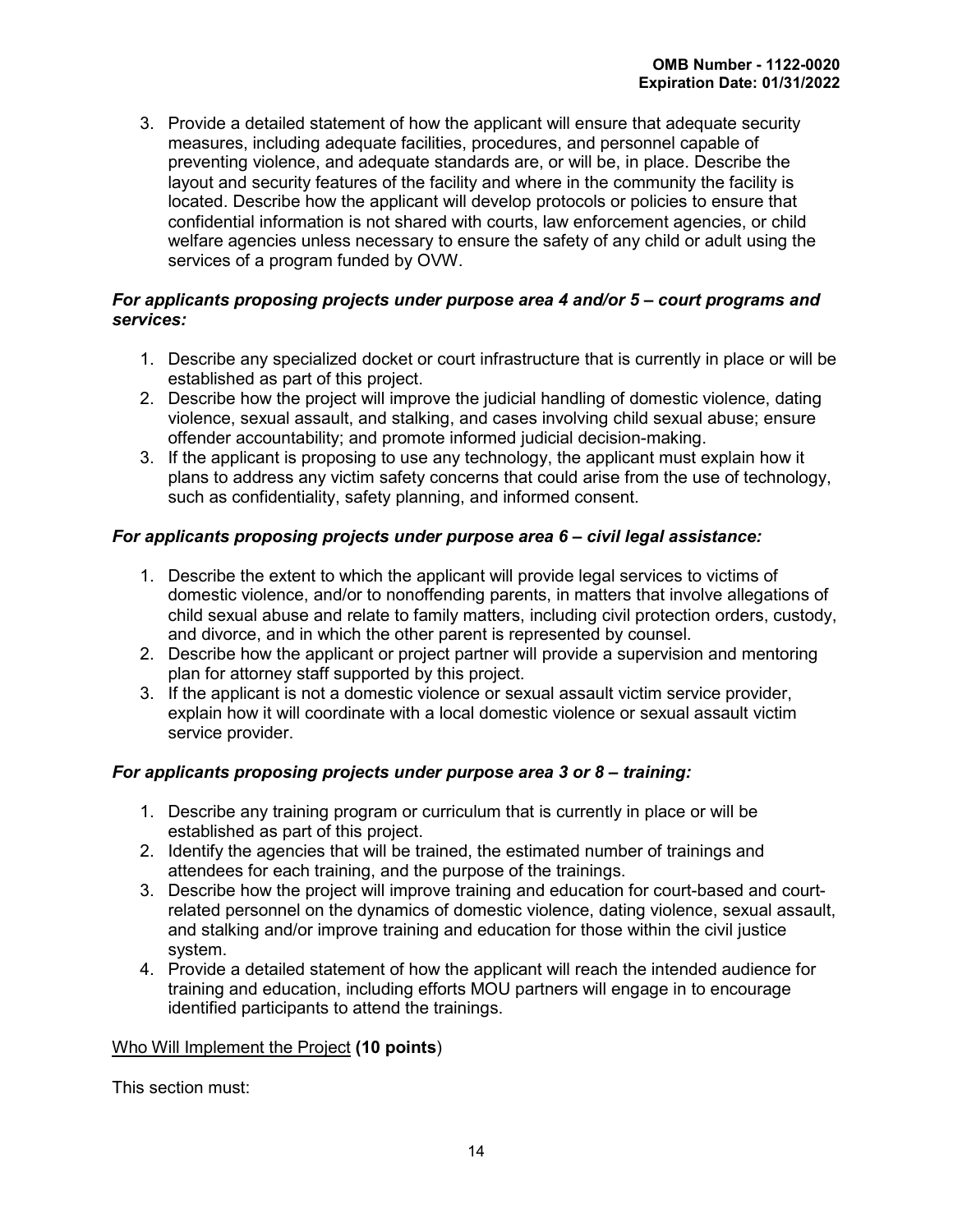3. Provide a detailed statement of how the applicant will ensure that adequate security measures, including adequate facilities, procedures, and personnel capable of preventing violence, and adequate standards are, or will be, in place. Describe the layout and security features of the facility and where in the community the facility is located. Describe how the applicant will develop protocols or policies to ensure that confidential information is not shared with courts, law enforcement agencies, or child welfare agencies unless necessary to ensure the safety of any child or adult using the services of a program funded by OVW.

***For applicants proposing projects under purpose area 4 and/or 5 – court programs and services:***

1. Describe any specialized docket or court infrastructure that is currently in place or will be established as part of this project.
2. Describe how the project will improve the judicial handling of domestic violence, dating violence, sexual assault, and stalking, and cases involving child sexual abuse; ensure offender accountability; and promote informed judicial decision-making.
3. If the applicant is proposing to use any technology, the applicant must explain how it plans to address any victim safety concerns that could arise from the use of technology, such as confidentiality, safety planning, and informed consent.

***For applicants proposing projects under purpose area 6 – civil legal assistance:***

1. Describe the extent to which the applicant will provide legal services to victims of domestic violence, and/or to nonoffending parents, in matters that involve allegations of child sexual abuse and relate to family matters, including civil protection orders, custody, and divorce, and in which the other parent is represented by counsel.
2. Describe how the applicant or project partner will provide a supervision and mentoring plan for attorney staff supported by this project.
3. If the applicant is not a domestic violence or sexual assault victim service provider, explain how it will coordinate with a local domestic violence or sexual assault victim service provider.

***For applicants proposing projects under purpose area 3 or 8 – training:***

1. Describe any training program or curriculum that is currently in place or will be established as part of this project.
2. Identify the agencies that will be trained, the estimated number of trainings and attendees for each training, and the purpose of the trainings.
3. Describe how the project will improve training and education for court-based and court-related personnel on the dynamics of domestic violence, dating violence, sexual assault, and stalking and/or improve training and education for those within the civil justice system.
4. Provide a detailed statement of how the applicant will reach the intended audience for training and education, including efforts MOU partners will engage in to encourage identified participants to attend the trainings.

Who Will Implement the Project **(10 points**)

This section must: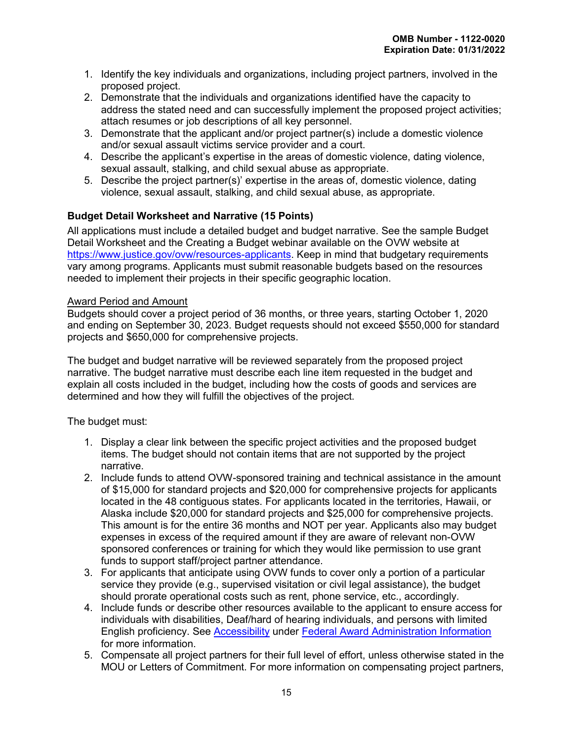1. Identify the key individuals and organizations, including project partners, involved in the proposed project.
2. Demonstrate that the individuals and organizations identified have the capacity to address the stated need and can successfully implement the proposed project activities; attach resumes or job descriptions of all key personnel.
3. Demonstrate that the applicant and/or project partner(s) include a domestic violence and/or sexual assault victims service provider and a court.
4. Describe the applicant's expertise in the areas of domestic violence, dating violence, sexual assault, stalking, and child sexual abuse as appropriate.
5. Describe the project partner(s)' expertise in the areas of, domestic violence, dating violence, sexual assault, stalking, and child sexual abuse, as appropriate.

### Budget Detail Worksheet and Narrative (15 Points)

All applications must include a detailed budget and budget narrative. See the sample Budget Detail Worksheet and the Creating a Budget webinar available on the OVW website at [https://www.justice.gov/ovw/resources-applicants](https://www.justice.gov/ovw/resources-applicants). Keep in mind that budgetary requirements vary among programs. Applicants must submit reasonable budgets based on the resources needed to implement their projects in their specific geographic location.

Award Period and Amount

Budgets should cover a project period of 36 months, or three years, starting October 1, 2020 and ending on September 30, 2023. Budget requests should not exceed $550,000 for standard projects and $650,000 for comprehensive projects.

The budget and budget narrative will be reviewed separately from the proposed project narrative. The budget narrative must describe each line item requested in the budget and explain all costs included in the budget, including how the costs of goods and services are determined and how they will fulfill the objectives of the project.

The budget must:

1. Display a clear link between the specific project activities and the proposed budget items. The budget should not contain items that are not supported by the project narrative.
2. Include funds to attend OVW-sponsored training and technical assistance in the amount of $15,000 for standard projects and $20,000 for comprehensive projects for applicants located in the 48 contiguous states. For applicants located in the territories, Hawaii, or Alaska include $20,000 for standard projects and $25,000 for comprehensive projects. This amount is for the entire 36 months and NOT per year. Applicants also may budget expenses in excess of the required amount if they are aware of relevant non-OVW sponsored conferences or training for which they would like permission to use grant funds to support staff/project partner attendance.
3. For applicants that anticipate using OVW funds to cover only a portion of a particular service they provide (e.g., supervised visitation or civil legal assistance), the budget should prorate operational costs such as rent, phone service, etc., accordingly.
4. Include funds or describe other resources available to the applicant to ensure access for individuals with disabilities, Deaf/hard of hearing individuals, and persons with limited English proficiency. See Accessibility under Federal Award Administration Information for more information.
5. Compensate all project partners for their full level of effort, unless otherwise stated in the MOU or Letters of Commitment. For more information on compensating project partners,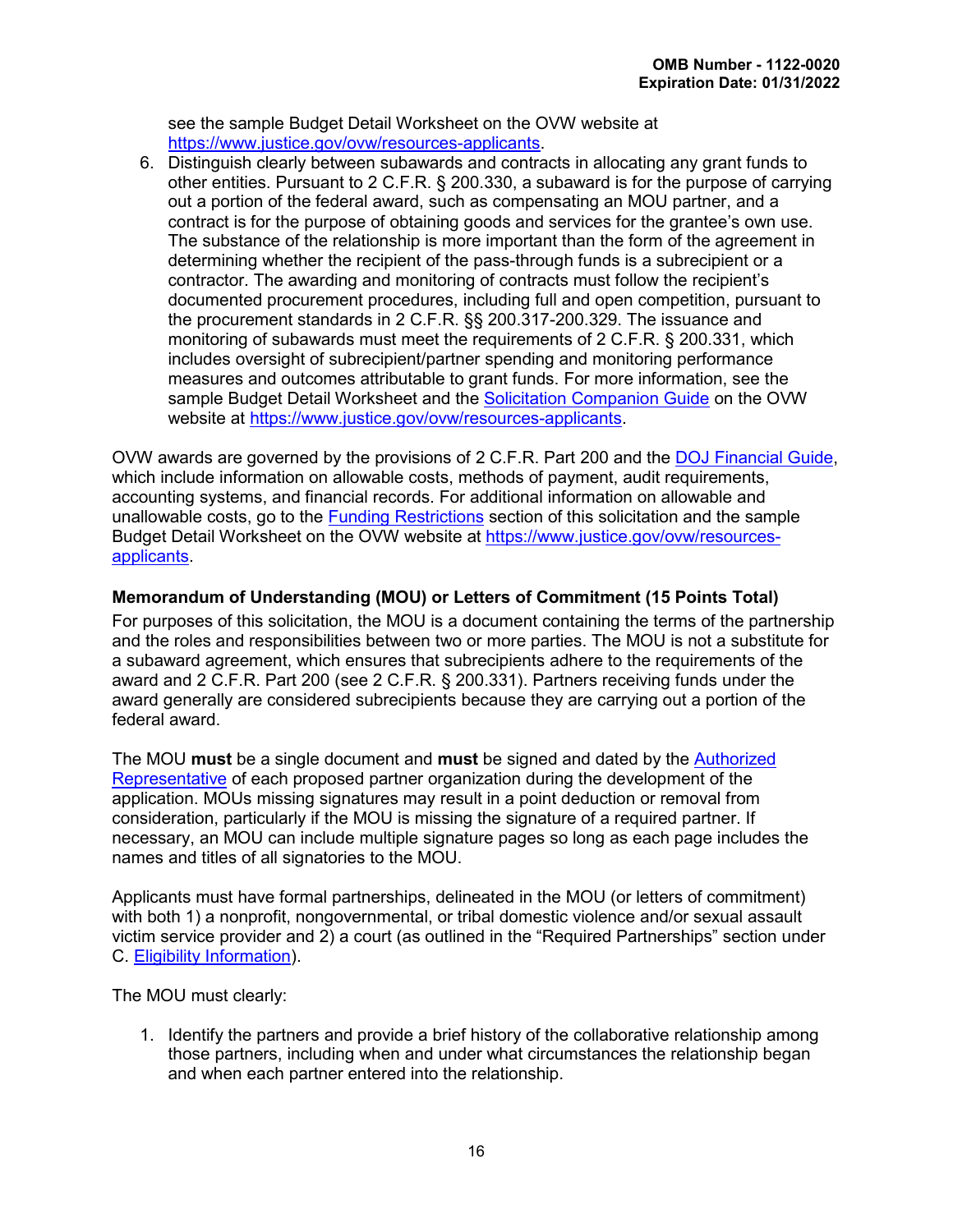see the sample Budget Detail Worksheet on the OVW website at [https://www.justice.gov/ovw/resources-applicants](https://www.justice.gov/ovw/resources-applicants).

6. Distinguish clearly between subawards and contracts in allocating any grant funds to other entities. Pursuant to 2 C.F.R. § 200.330, a subaward is for the purpose of carrying out a portion of the federal award, such as compensating an MOU partner, and a contract is for the purpose of obtaining goods and services for the grantee's own use. The substance of the relationship is more important than the form of the agreement in determining whether the recipient of the pass-through funds is a subrecipient or a contractor. The awarding and monitoring of contracts must follow the recipient's documented procurement procedures, including full and open competition, pursuant to the procurement standards in 2 C.F.R. §§ 200.317-200.329. The issuance and monitoring of subawards must meet the requirements of 2 C.F.R. § 200.331, which includes oversight of subrecipient/partner spending and monitoring performance measures and outcomes attributable to grant funds. For more information, see the sample Budget Detail Worksheet and the Solicitation Companion Guide on the OVW website at [https://www.justice.gov/ovw/resources-applicants](https://www.justice.gov/ovw/resources-applicants).

OVW awards are governed by the provisions of 2 C.F.R. Part 200 and the DOJ Financial Guide, which include information on allowable costs, methods of payment, audit requirements, accounting systems, and financial records. For additional information on allowable and unallowable costs, go to the Funding Restrictions section of this solicitation and the sample Budget Detail Worksheet on the OVW website at [https://www.justice.gov/ovw/resources-applicants](https://www.justice.gov/ovw/resources-applicants).

**Memorandum of Understanding (MOU) or Letters of Commitment (15 Points Total)**

For purposes of this solicitation, the MOU is a document containing the terms of the partnership and the roles and responsibilities between two or more parties. The MOU is not a substitute for a subaward agreement, which ensures that subrecipients adhere to the requirements of the award and 2 C.F.R. Part 200 (see 2 C.F.R. § 200.331). Partners receiving funds under the award generally are considered subrecipients because they are carrying out a portion of the federal award.

The MOU **must** be a single document and **must** be signed and dated by the Authorized Representative of each proposed partner organization during the development of the application. MOUs missing signatures may result in a point deduction or removal from consideration, particularly if the MOU is missing the signature of a required partner. If necessary, an MOU can include multiple signature pages so long as each page includes the names and titles of all signatories to the MOU.

Applicants must have formal partnerships, delineated in the MOU (or letters of commitment) with both 1) a nonprofit, nongovernmental, or tribal domestic violence and/or sexual assault victim service provider and 2) a court (as outlined in the "Required Partnerships" section under C. Eligibility Information).

The MOU must clearly:

1. Identify the partners and provide a brief history of the collaborative relationship among those partners, including when and under what circumstances the relationship began and when each partner entered into the relationship.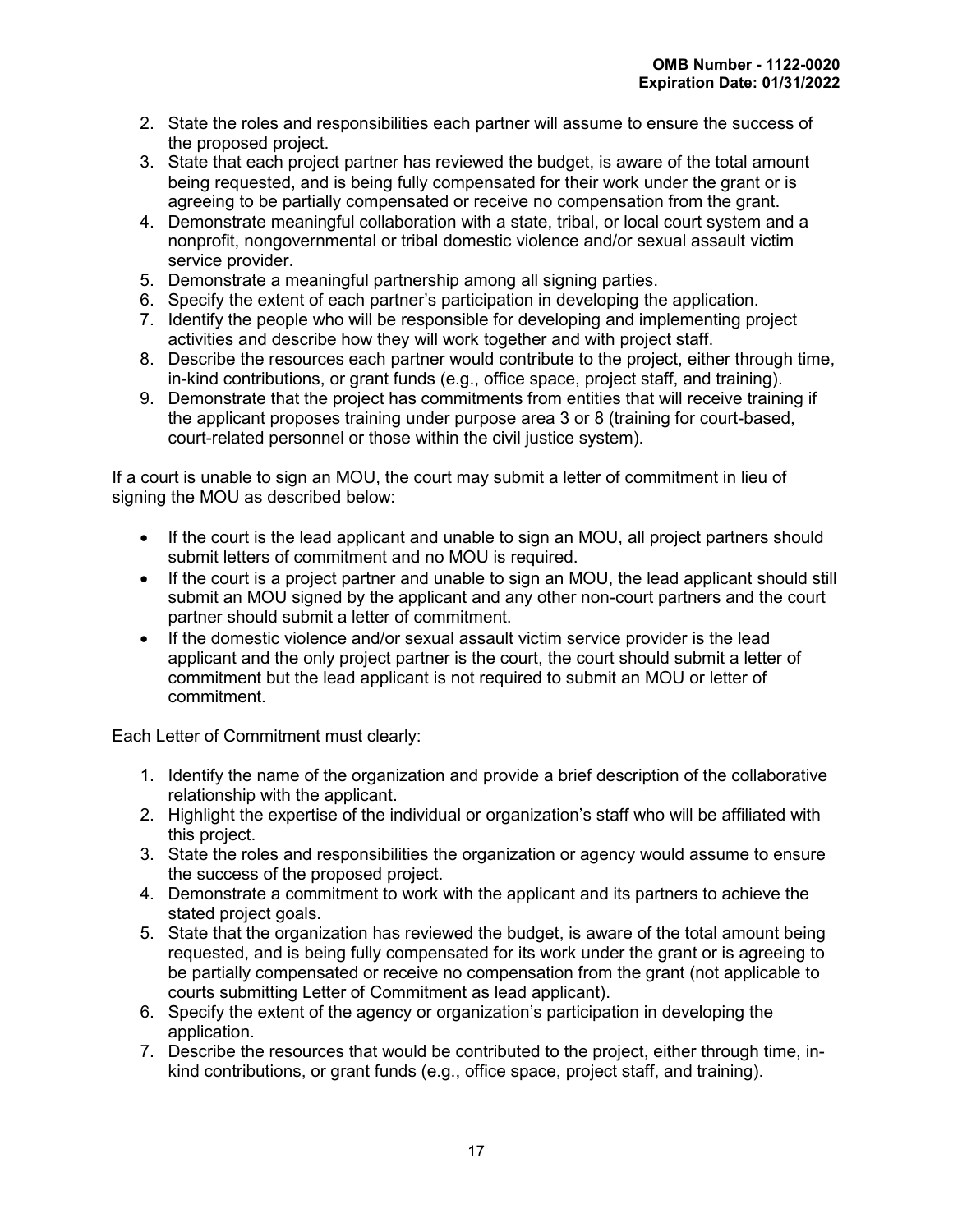2. State the roles and responsibilities each partner will assume to ensure the success of the proposed project.
3. State that each project partner has reviewed the budget, is aware of the total amount being requested, and is being fully compensated for their work under the grant or is agreeing to be partially compensated or receive no compensation from the grant.
4. Demonstrate meaningful collaboration with a state, tribal, or local court system and a nonprofit, nongovernmental or tribal domestic violence and/or sexual assault victim service provider.
5. Demonstrate a meaningful partnership among all signing parties.
6. Specify the extent of each partner's participation in developing the application.
7. Identify the people who will be responsible for developing and implementing project activities and describe how they will work together and with project staff.
8. Describe the resources each partner would contribute to the project, either through time, in-kind contributions, or grant funds (e.g., office space, project staff, and training).
9. Demonstrate that the project has commitments from entities that will receive training if the applicant proposes training under purpose area 3 or 8 (training for court-based, court-related personnel or those within the civil justice system).

If a court is unable to sign an MOU, the court may submit a letter of commitment in lieu of signing the MOU as described below:

- If the court is the lead applicant and unable to sign an MOU, all project partners should submit letters of commitment and no MOU is required.
- If the court is a project partner and unable to sign an MOU, the lead applicant should still submit an MOU signed by the applicant and any other non-court partners and the court partner should submit a letter of commitment.
- If the domestic violence and/or sexual assault victim service provider is the lead applicant and the only project partner is the court, the court should submit a letter of commitment but the lead applicant is not required to submit an MOU or letter of commitment.

Each Letter of Commitment must clearly:

1. Identify the name of the organization and provide a brief description of the collaborative relationship with the applicant.
2. Highlight the expertise of the individual or organization's staff who will be affiliated with this project.
3. State the roles and responsibilities the organization or agency would assume to ensure the success of the proposed project.
4. Demonstrate a commitment to work with the applicant and its partners to achieve the stated project goals.
5. State that the organization has reviewed the budget, is aware of the total amount being requested, and is being fully compensated for its work under the grant or is agreeing to be partially compensated or receive no compensation from the grant (not applicable to courts submitting Letter of Commitment as lead applicant).
6. Specify the extent of the agency or organization's participation in developing the application.
7. Describe the resources that would be contributed to the project, either through time, in-kind contributions, or grant funds (e.g., office space, project staff, and training).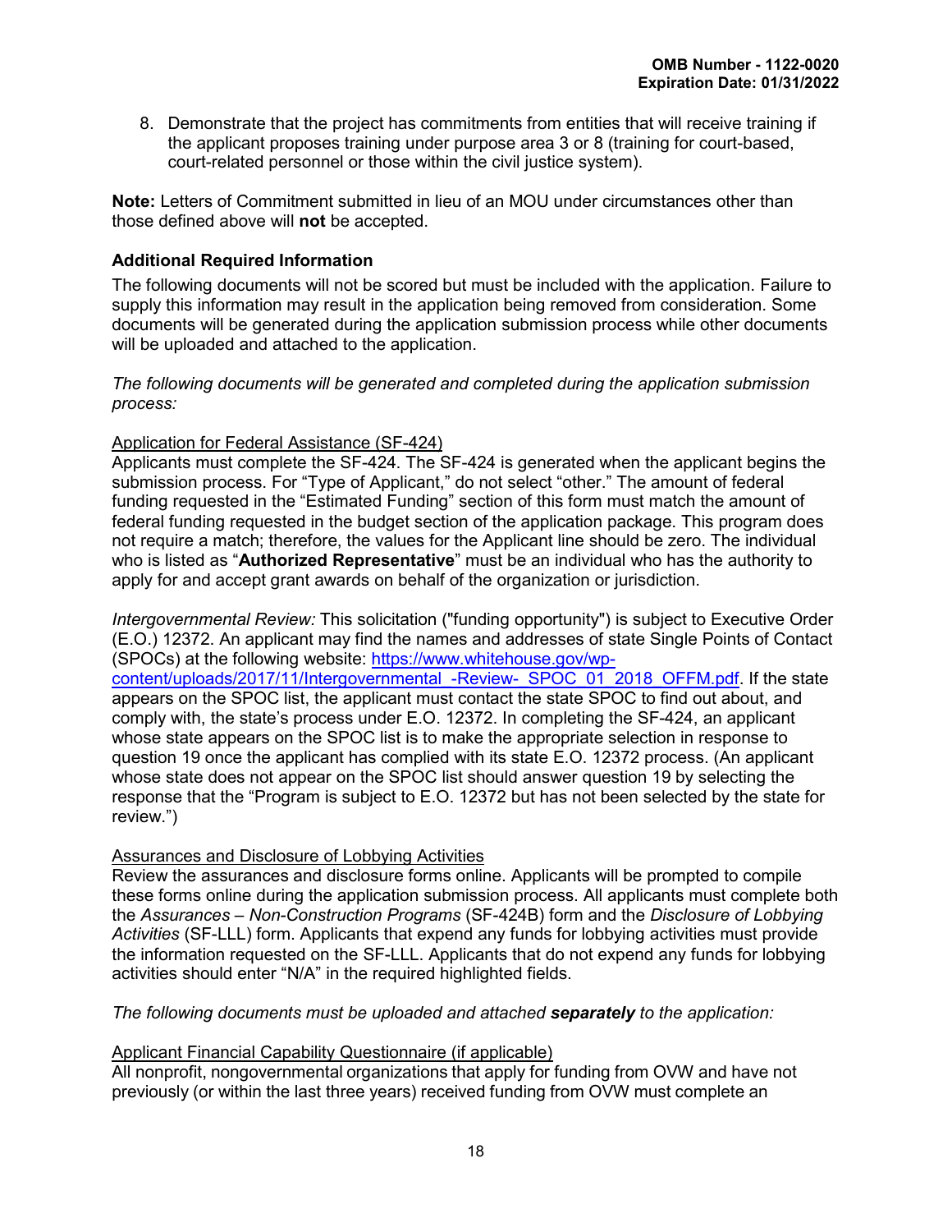8. Demonstrate that the project has commitments from entities that will receive training if the applicant proposes training under purpose area 3 or 8 (training for court-based, court-related personnel or those within the civil justice system).

**Note:** Letters of Commitment submitted in lieu of an MOU under circumstances other than those defined above will **not** be accepted.

### Additional Required Information

The following documents will not be scored but must be included with the application. Failure to supply this information may result in the application being removed from consideration. Some documents will be generated during the application submission process while other documents will be uploaded and attached to the application.

*The following documents will be generated and completed during the application submission process:*

Application for Federal Assistance (SF-424)

Applicants must complete the SF-424. The SF-424 is generated when the applicant begins the submission process. For "Type of Applicant," do not select "other." The amount of federal funding requested in the "Estimated Funding" section of this form must match the amount of federal funding requested in the budget section of the application package. This program does not require a match; therefore, the values for the Applicant line should be zero. The individual who is listed as "**Authorized Representative**" must be an individual who has the authority to apply for and accept grant awards on behalf of the organization or jurisdiction.

*Intergovernmental Review:* This solicitation ("funding opportunity") is subject to Executive Order (E.O.) 12372. An applicant may find the names and addresses of state Single Points of Contact (SPOCs) at the following website: [https://www.whitehouse.gov/wp-content/uploads/2017/11/Intergovernmental_-Review-_SPOC_01_2018_OFFM.pdf](https://www.whitehouse.gov/wp-content/uploads/2017/11/Intergovernmental_-Review-_SPOC_01_2018_OFFM.pdf). If the state appears on the SPOC list, the applicant must contact the state SPOC to find out about, and comply with, the state's process under E.O. 12372. In completing the SF-424, an applicant whose state appears on the SPOC list is to make the appropriate selection in response to question 19 once the applicant has complied with its state E.O. 12372 process. (An applicant whose state does not appear on the SPOC list should answer question 19 by selecting the response that the "Program is subject to E.O. 12372 but has not been selected by the state for review.")

Assurances and Disclosure of Lobbying Activities

Review the assurances and disclosure forms online. Applicants will be prompted to compile these forms online during the application submission process. All applicants must complete both the *Assurances – Non-Construction Programs* (SF-424B) form and the *Disclosure of Lobbying Activities* (SF-LLL) form. Applicants that expend any funds for lobbying activities must provide the information requested on the SF-LLL. Applicants that do not expend any funds for lobbying activities should enter "N/A" in the required highlighted fields.

*The following documents must be uploaded and attached* ***separately*** *to the application:*

Applicant Financial Capability Questionnaire (if applicable)

All nonprofit, nongovernmental organizations that apply for funding from OVW and have not previously (or within the last three years) received funding from OVW must complete an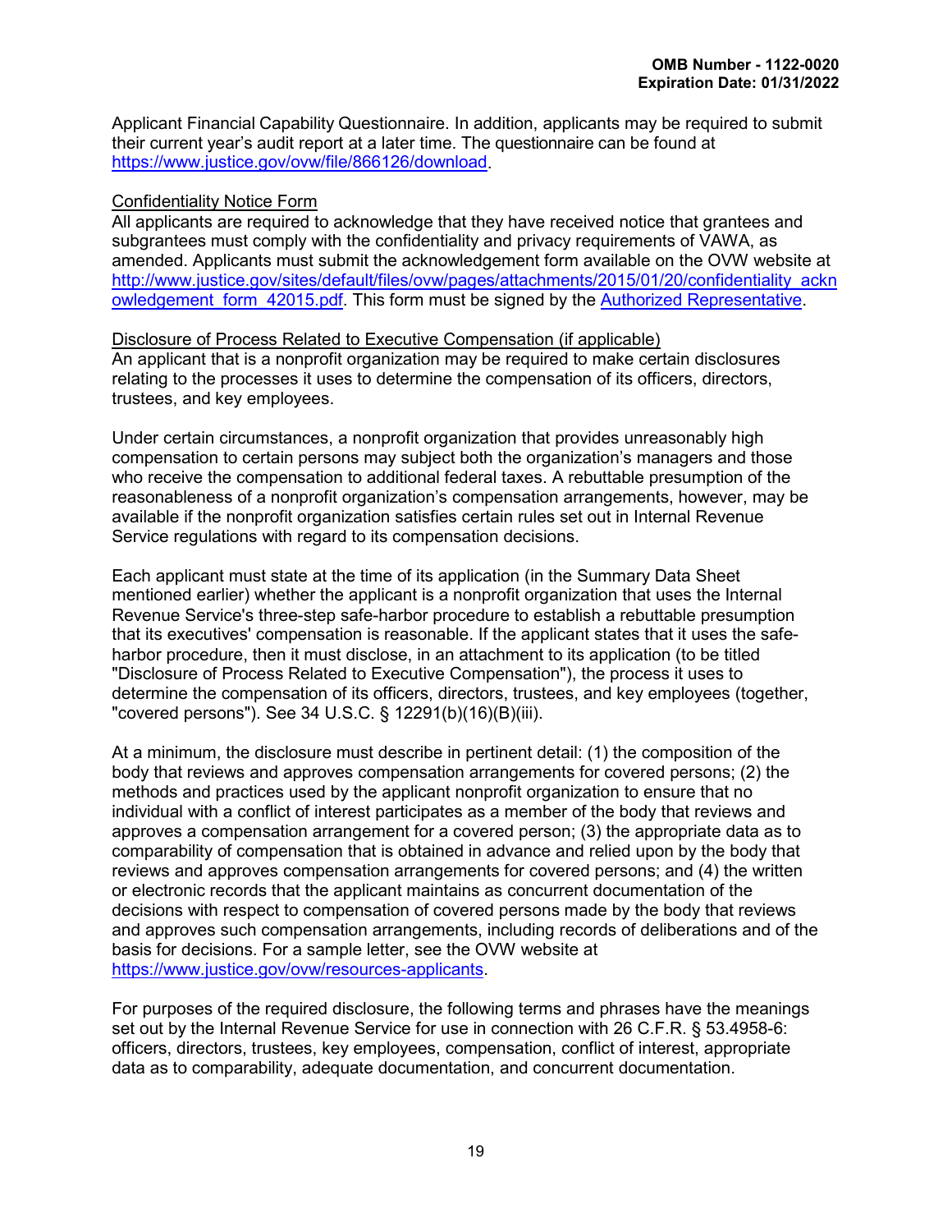Applicant Financial Capability Questionnaire. In addition, applicants may be required to submit their current year's audit report at a later time. The questionnaire can be found at https://www.justice.gov/ovw/file/866126/download.

Confidentiality Notice Form

All applicants are required to acknowledge that they have received notice that grantees and subgrantees must comply with the confidentiality and privacy requirements of VAWA, as amended. Applicants must submit the acknowledgement form available on the OVW website at http://www.justice.gov/sites/default/files/ovw/pages/attachments/2015/01/20/confidentiality_acknowledgement_form_42015.pdf. This form must be signed by the Authorized Representative.

Disclosure of Process Related to Executive Compensation (if applicable)

An applicant that is a nonprofit organization may be required to make certain disclosures relating to the processes it uses to determine the compensation of its officers, directors, trustees, and key employees.

Under certain circumstances, a nonprofit organization that provides unreasonably high compensation to certain persons may subject both the organization's managers and those who receive the compensation to additional federal taxes. A rebuttable presumption of the reasonableness of a nonprofit organization's compensation arrangements, however, may be available if the nonprofit organization satisfies certain rules set out in Internal Revenue Service regulations with regard to its compensation decisions.

Each applicant must state at the time of its application (in the Summary Data Sheet mentioned earlier) whether the applicant is a nonprofit organization that uses the Internal Revenue Service's three-step safe-harbor procedure to establish a rebuttable presumption that its executives' compensation is reasonable. If the applicant states that it uses the safe-harbor procedure, then it must disclose, in an attachment to its application (to be titled "Disclosure of Process Related to Executive Compensation"), the process it uses to determine the compensation of its officers, directors, trustees, and key employees (together, "covered persons"). See 34 U.S.C. § 12291(b)(16)(B)(iii).

At a minimum, the disclosure must describe in pertinent detail: (1) the composition of the body that reviews and approves compensation arrangements for covered persons; (2) the methods and practices used by the applicant nonprofit organization to ensure that no individual with a conflict of interest participates as a member of the body that reviews and approves a compensation arrangement for a covered person; (3) the appropriate data as to comparability of compensation that is obtained in advance and relied upon by the body that reviews and approves compensation arrangements for covered persons; and (4) the written or electronic records that the applicant maintains as concurrent documentation of the decisions with respect to compensation of covered persons made by the body that reviews and approves such compensation arrangements, including records of deliberations and of the basis for decisions. For a sample letter, see the OVW website at https://www.justice.gov/ovw/resources-applicants.

For purposes of the required disclosure, the following terms and phrases have the meanings set out by the Internal Revenue Service for use in connection with 26 C.F.R. § 53.4958-6: officers, directors, trustees, key employees, compensation, conflict of interest, appropriate data as to comparability, adequate documentation, and concurrent documentation.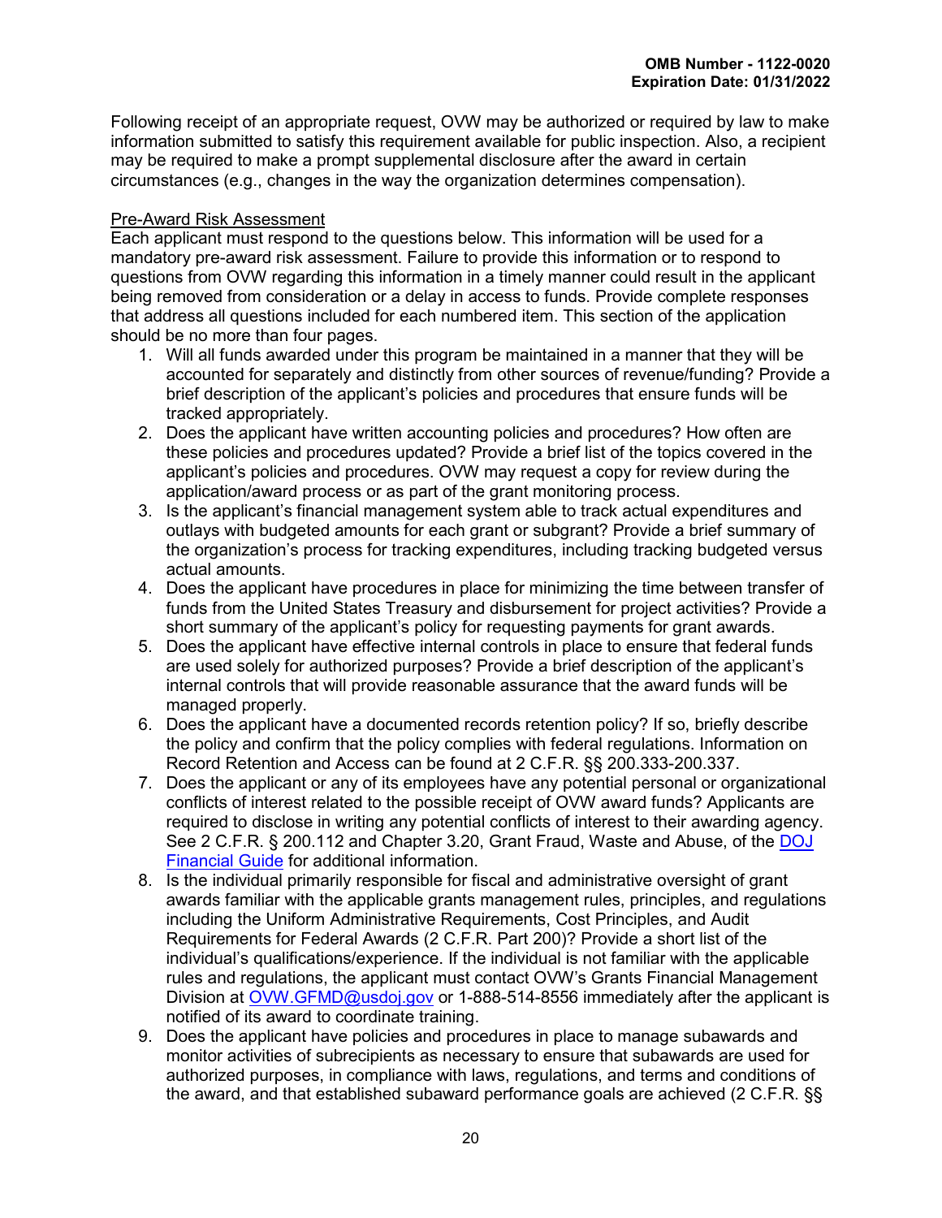Following receipt of an appropriate request, OVW may be authorized or required by law to make information submitted to satisfy this requirement available for public inspection. Also, a recipient may be required to make a prompt supplemental disclosure after the award in certain circumstances (e.g., changes in the way the organization determines compensation).

Pre-Award Risk Assessment

Each applicant must respond to the questions below. This information will be used for a mandatory pre-award risk assessment. Failure to provide this information or to respond to questions from OVW regarding this information in a timely manner could result in the applicant being removed from consideration or a delay in access to funds. Provide complete responses that address all questions included for each numbered item. This section of the application should be no more than four pages.

1. Will all funds awarded under this program be maintained in a manner that they will be accounted for separately and distinctly from other sources of revenue/funding? Provide a brief description of the applicant's policies and procedures that ensure funds will be tracked appropriately.
2. Does the applicant have written accounting policies and procedures? How often are these policies and procedures updated? Provide a brief list of the topics covered in the applicant's policies and procedures. OVW may request a copy for review during the application/award process or as part of the grant monitoring process.
3. Is the applicant's financial management system able to track actual expenditures and outlays with budgeted amounts for each grant or subgrant? Provide a brief summary of the organization's process for tracking expenditures, including tracking budgeted versus actual amounts.
4. Does the applicant have procedures in place for minimizing the time between transfer of funds from the United States Treasury and disbursement for project activities? Provide a short summary of the applicant's policy for requesting payments for grant awards.
5. Does the applicant have effective internal controls in place to ensure that federal funds are used solely for authorized purposes? Provide a brief description of the applicant's internal controls that will provide reasonable assurance that the award funds will be managed properly.
6. Does the applicant have a documented records retention policy? If so, briefly describe the policy and confirm that the policy complies with federal regulations. Information on Record Retention and Access can be found at 2 C.F.R. §§ 200.333-200.337.
7. Does the applicant or any of its employees have any potential personal or organizational conflicts of interest related to the possible receipt of OVW award funds? Applicants are required to disclose in writing any potential conflicts of interest to their awarding agency. See 2 C.F.R. § 200.112 and Chapter 3.20, Grant Fraud, Waste and Abuse, of the DOJ Financial Guide for additional information.
8. Is the individual primarily responsible for fiscal and administrative oversight of grant awards familiar with the applicable grants management rules, principles, and regulations including the Uniform Administrative Requirements, Cost Principles, and Audit Requirements for Federal Awards (2 C.F.R. Part 200)? Provide a short list of the individual's qualifications/experience. If the individual is not familiar with the applicable rules and regulations, the applicant must contact OVW's Grants Financial Management Division at OVW.GFMD@usdoj.gov or 1-888-514-8556 immediately after the applicant is notified of its award to coordinate training.
9. Does the applicant have policies and procedures in place to manage subawards and monitor activities of subrecipients as necessary to ensure that subawards are used for authorized purposes, in compliance with laws, regulations, and terms and conditions of the award, and that established subaward performance goals are achieved (2 C.F.R. §§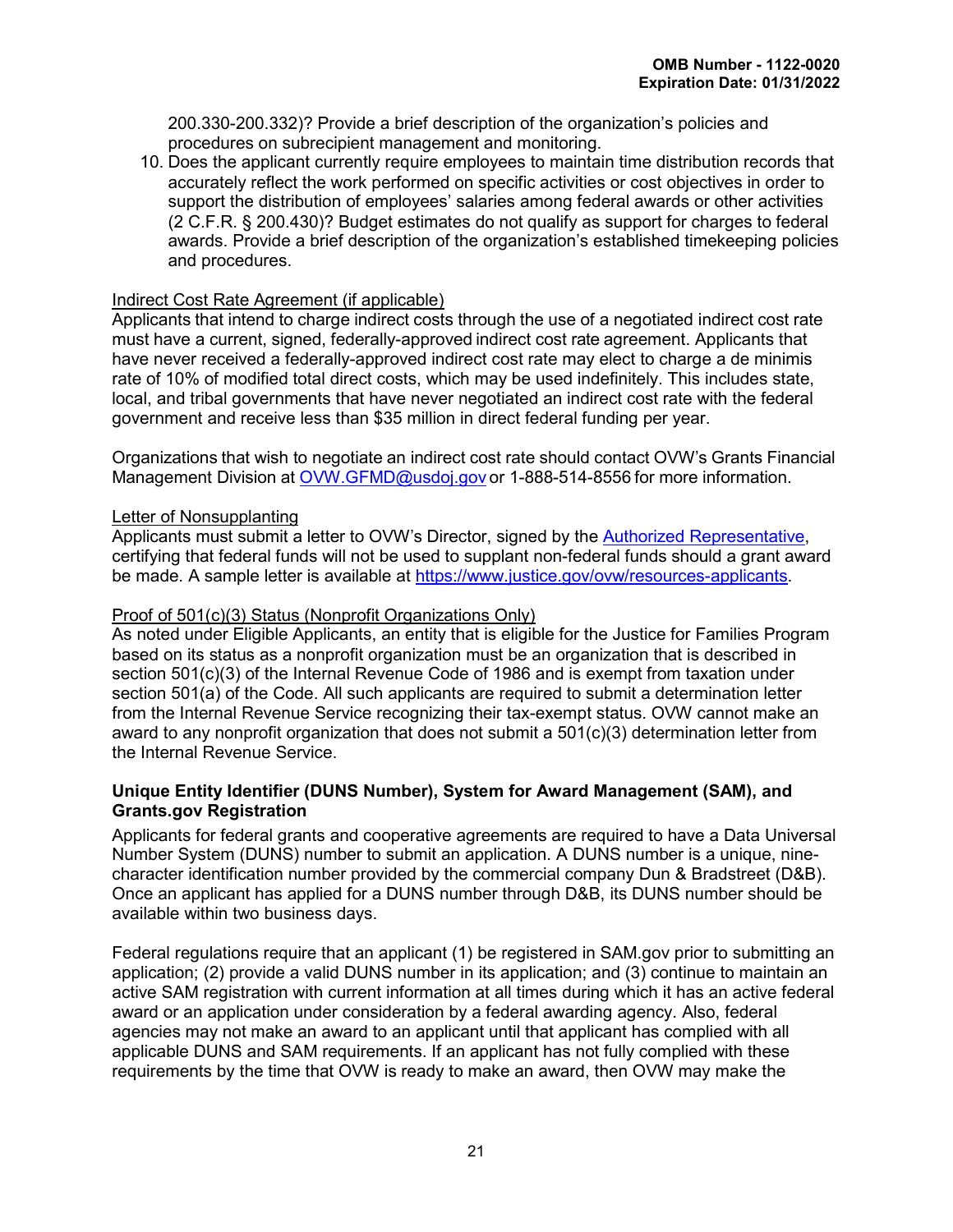200.330-200.332)? Provide a brief description of the organization's policies and procedures on subrecipient management and monitoring.

10. Does the applicant currently require employees to maintain time distribution records that accurately reflect the work performed on specific activities or cost objectives in order to support the distribution of employees' salaries among federal awards or other activities (2 C.F.R. § 200.430)? Budget estimates do not qualify as support for charges to federal awards. Provide a brief description of the organization's established timekeeping policies and procedures.

Indirect Cost Rate Agreement (if applicable)

Applicants that intend to charge indirect costs through the use of a negotiated indirect cost rate must have a current, signed, federally-approved indirect cost rate agreement. Applicants that have never received a federally-approved indirect cost rate may elect to charge a de minimis rate of 10% of modified total direct costs, which may be used indefinitely. This includes state, local, and tribal governments that have never negotiated an indirect cost rate with the federal government and receive less than $35 million in direct federal funding per year.

Organizations that wish to negotiate an indirect cost rate should contact OVW's Grants Financial Management Division at [OVW.GFMD@usdoj.gov](mailto:OVW.GFMD@usdoj.gov) or 1-888-514-8556 for more information.

Letter of Nonsupplanting

Applicants must submit a letter to OVW's Director, signed by the Authorized Representative, certifying that federal funds will not be used to supplant non-federal funds should a grant award be made. A sample letter is available at [https://www.justice.gov/ovw/resources-applicants](https://www.justice.gov/ovw/resources-applicants).

Proof of 501(c)(3) Status (Nonprofit Organizations Only)

As noted under Eligible Applicants, an entity that is eligible for the Justice for Families Program based on its status as a nonprofit organization must be an organization that is described in section 501(c)(3) of the Internal Revenue Code of 1986 and is exempt from taxation under section 501(a) of the Code. All such applicants are required to submit a determination letter from the Internal Revenue Service recognizing their tax-exempt status. OVW cannot make an award to any nonprofit organization that does not submit a 501(c)(3) determination letter from the Internal Revenue Service.

**Unique Entity Identifier (DUNS Number), System for Award Management (SAM), and Grants.gov Registration**

Applicants for federal grants and cooperative agreements are required to have a Data Universal Number System (DUNS) number to submit an application. A DUNS number is a unique, nine-character identification number provided by the commercial company Dun & Bradstreet (D&B). Once an applicant has applied for a DUNS number through D&B, its DUNS number should be available within two business days.

Federal regulations require that an applicant (1) be registered in SAM.gov prior to submitting an application; (2) provide a valid DUNS number in its application; and (3) continue to maintain an active SAM registration with current information at all times during which it has an active federal award or an application under consideration by a federal awarding agency. Also, federal agencies may not make an award to an applicant until that applicant has complied with all applicable DUNS and SAM requirements. If an applicant has not fully complied with these requirements by the time that OVW is ready to make an award, then OVW may make the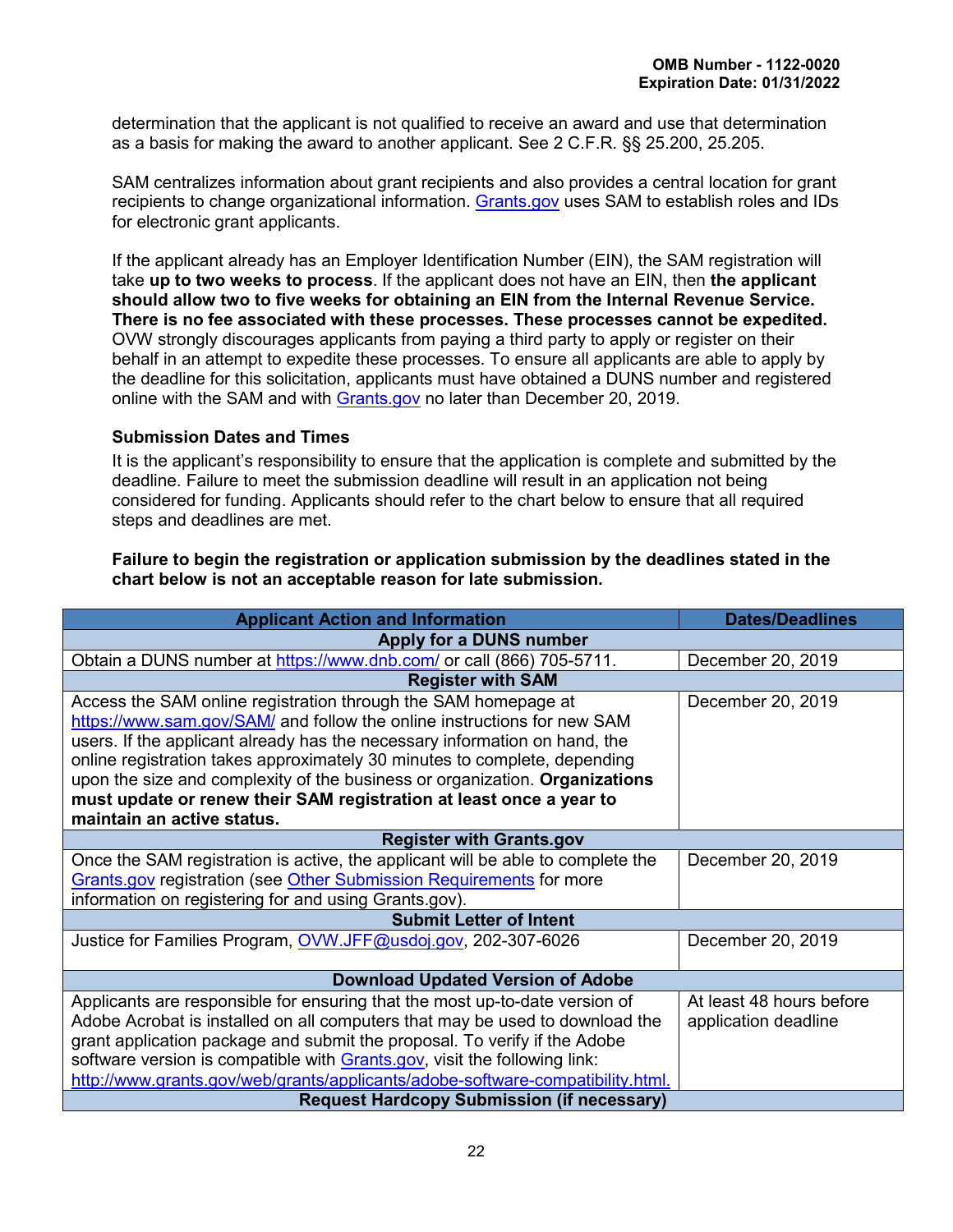determination that the applicant is not qualified to receive an award and use that determination as a basis for making the award to another applicant. See 2 C.F.R. §§ 25.200, 25.205.

SAM centralizes information about grant recipients and also provides a central location for grant recipients to change organizational information. Grants.gov uses SAM to establish roles and IDs for electronic grant applicants.

If the applicant already has an Employer Identification Number (EIN), the SAM registration will take **up to two weeks to process**. If the applicant does not have an EIN, then **the applicant should allow two to five weeks for obtaining an EIN from the Internal Revenue Service. There is no fee associated with these processes. These processes cannot be expedited.** OVW strongly discourages applicants from paying a third party to apply or register on their behalf in an attempt to expedite these processes. To ensure all applicants are able to apply by the deadline for this solicitation, applicants must have obtained a DUNS number and registered online with the SAM and with Grants.gov no later than December 20, 2019.

### Submission Dates and Times

It is the applicant's responsibility to ensure that the application is complete and submitted by the deadline. Failure to meet the submission deadline will result in an application not being considered for funding. Applicants should refer to the chart below to ensure that all required steps and deadlines are met.

**Failure to begin the registration or application submission by the deadlines stated in the chart below is not an acceptable reason for late submission.**

| Applicant Action and Information | Dates/Deadlines |
|---|---|
| **Apply for a DUNS number** | |
| Obtain a DUNS number at https://www.dnb.com/ or call (866) 705-5711. | December 20, 2019 |
| **Register with SAM** | |
| Access the SAM online registration through the SAM homepage at https://www.sam.gov/SAM/ and follow the online instructions for new SAM users. If the applicant already has the necessary information on hand, the online registration takes approximately 30 minutes to complete, depending upon the size and complexity of the business or organization. **Organizations must update or renew their SAM registration at least once a year to maintain an active status.** | December 20, 2019 |
| **Register with Grants.gov** | |
| Once the SAM registration is active, the applicant will be able to complete the Grants.gov registration (see Other Submission Requirements for more information on registering for and using Grants.gov). | December 20, 2019 |
| **Submit Letter of Intent** | |
| Justice for Families Program, OVW.JFF@usdoj.gov, 202-307-6026 | December 20, 2019 |
| **Download Updated Version of Adobe** | |
| Applicants are responsible for ensuring that the most up-to-date version of Adobe Acrobat is installed on all computers that may be used to download the grant application package and submit the proposal. To verify if the Adobe software version is compatible with Grants.gov, visit the following link: http://www.grants.gov/web/grants/applicants/adobe-software-compatibility.html. | At least 48 hours before application deadline |
| **Request Hardcopy Submission (if necessary)** | |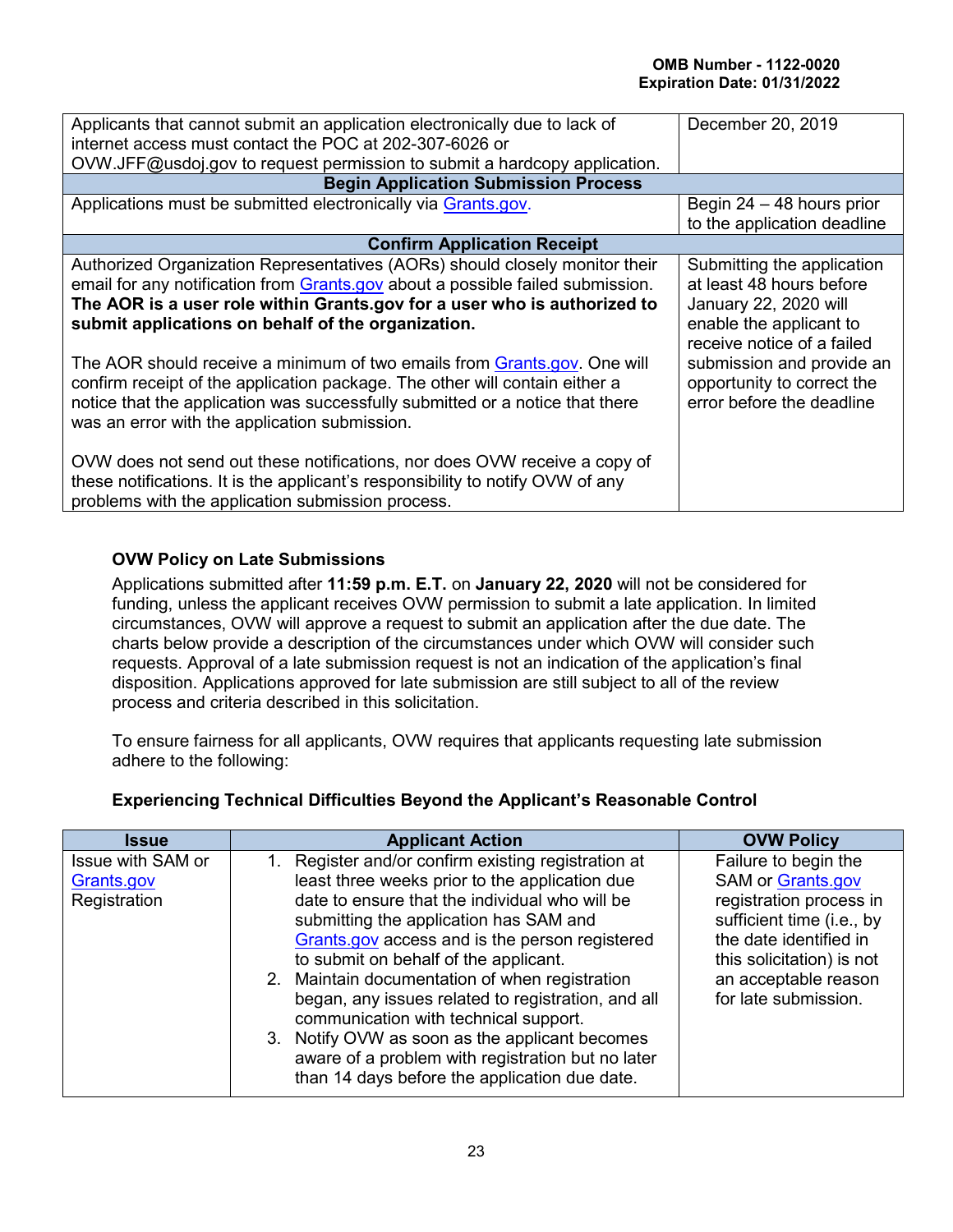OMB Number - 1122-0020
Expiration Date: 01/31/2022

| | |
|---|---|
| Applicants that cannot submit an application electronically due to lack of internet access must contact the POC at 202-307-6026 or OVW.JFF@usdoj.gov to request permission to submit a hardcopy application. | December 20, 2019 |
| **Begin Application Submission Process** | |
| Applications must be submitted electronically via Grants.gov. | Begin 24 – 48 hours prior to the application deadline |
| **Confirm Application Receipt** | |
| Authorized Organization Representatives (AORs) should closely monitor their email for any notification from Grants.gov about a possible failed submission. **The AOR is a user role within Grants.gov for a user who is authorized to submit applications on behalf of the organization.**<br><br>The AOR should receive a minimum of two emails from Grants.gov. One will confirm receipt of the application package. The other will contain either a notice that the application was successfully submitted or a notice that there was an error with the application submission.<br><br>OVW does not send out these notifications, nor does OVW receive a copy of these notifications. It is the applicant's responsibility to notify OVW of any problems with the application submission process. | Submitting the application at least 48 hours before January 22, 2020 will enable the applicant to receive notice of a failed submission and provide an opportunity to correct the error before the deadline |

### OVW Policy on Late Submissions

Applications submitted after **11:59 p.m. E.T.** on **January 22, 2020** will not be considered for funding, unless the applicant receives OVW permission to submit a late application. In limited circumstances, OVW will approve a request to submit an application after the due date. The charts below provide a description of the circumstances under which OVW will consider such requests. Approval of a late submission request is not an indication of the application's final disposition. Applications approved for late submission are still subject to all of the review process and criteria described in this solicitation.

To ensure fairness for all applicants, OVW requires that applicants requesting late submission adhere to the following:

#### Experiencing Technical Difficulties Beyond the Applicant's Reasonable Control

| Issue | Applicant Action | OVW Policy |
|---|---|---|
| Issue with SAM or Grants.gov Registration | 1. Register and/or confirm existing registration at least three weeks prior to the application due date to ensure that the individual who will be submitting the application has SAM and Grants.gov access and is the person registered to submit on behalf of the applicant.<br>2. Maintain documentation of when registration began, any issues related to registration, and all communication with technical support.<br>3. Notify OVW as soon as the applicant becomes aware of a problem with registration but no later than 14 days before the application due date. | Failure to begin the SAM or Grants.gov registration process in sufficient time (i.e., by the date identified in this solicitation) is not an acceptable reason for late submission. |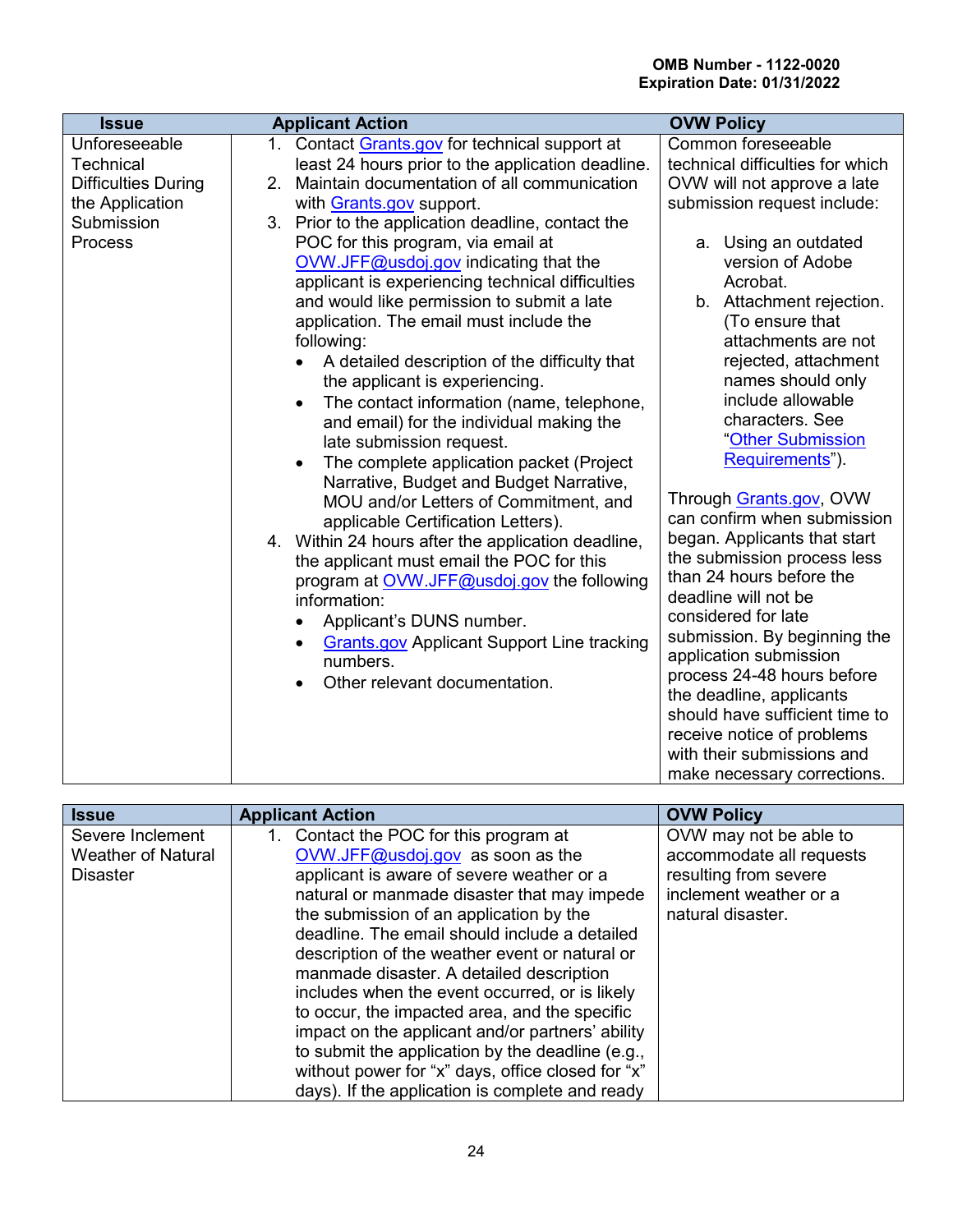OMB Number - 1122-0020
Expiration Date: 01/31/2022

| Issue | Applicant Action | OVW Policy |
|---|---|---|
| Unforeseeable Technical Difficulties During the Application Submission Process | 1. Contact Grants.gov for technical support at least 24 hours prior to the application deadline.<br>2. Maintain documentation of all communication with Grants.gov support.<br>3. Prior to the application deadline, contact the POC for this program, via email at OVW.JFF@usdoj.gov indicating that the applicant is experiencing technical difficulties and would like permission to submit a late application. The email must include the following:<br>• A detailed description of the difficulty that the applicant is experiencing.<br>• The contact information (name, telephone, and email) for the individual making the late submission request.<br>• The complete application packet (Project Narrative, Budget and Budget Narrative, MOU and/or Letters of Commitment, and applicable Certification Letters).<br>4. Within 24 hours after the application deadline, the applicant must email the POC for this program at OVW.JFF@usdoj.gov the following information:<br>• Applicant's DUNS number.<br>• Grants.gov Applicant Support Line tracking numbers.<br>• Other relevant documentation. | Common foreseeable technical difficulties for which OVW will not approve a late submission request include:<br>a. Using an outdated version of Adobe Acrobat.<br>b. Attachment rejection. (To ensure that attachments are not rejected, attachment names should only include allowable characters. See "Other Submission Requirements").<br><br>Through Grants.gov, OVW can confirm when submission began. Applicants that start the submission process less than 24 hours before the deadline will not be considered for late submission. By beginning the application submission process 24-48 hours before the deadline, applicants should have sufficient time to receive notice of problems with their submissions and make necessary corrections. |

| Issue | Applicant Action | OVW Policy |
|---|---|---|
| Severe Inclement Weather of Natural Disaster | 1. Contact the POC for this program at OVW.JFF@usdoj.gov as soon as the applicant is aware of severe weather or a natural or manmade disaster that may impede the submission of an application by the deadline. The email should include a detailed description of the weather event or natural or manmade disaster. A detailed description includes when the event occurred, or is likely to occur, the impacted area, and the specific impact on the applicant and/or partners' ability to submit the application by the deadline (e.g., without power for "x" days, office closed for "x" days). If the application is complete and ready | OVW may not be able to accommodate all requests resulting from severe inclement weather or a natural disaster. |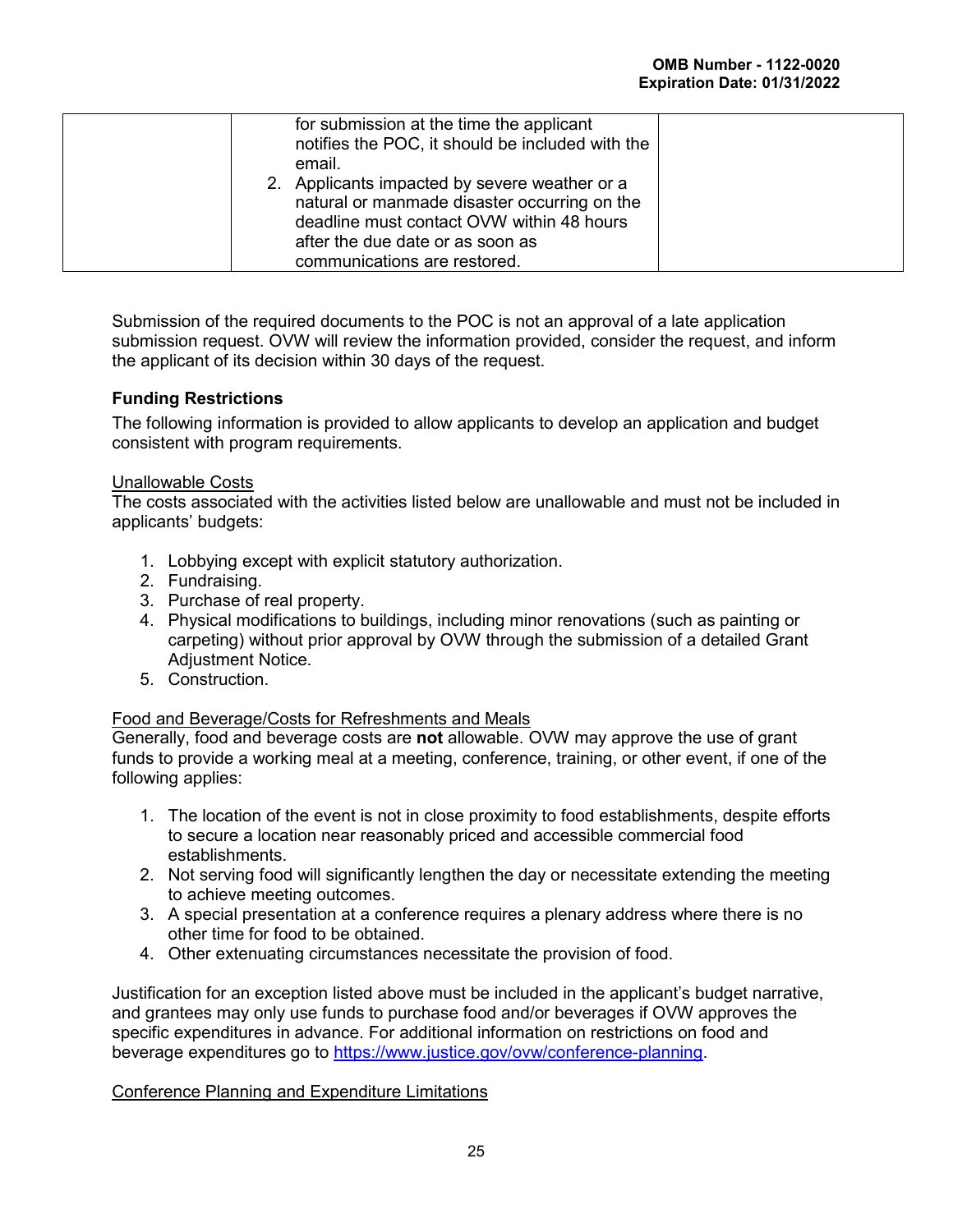| | for submission at the time the applicant notifies the POC, it should be included with the email.<br>2. Applicants impacted by severe weather or a natural or manmade disaster occurring on the deadline must contact OVW within 48 hours after the due date or as soon as communications are restored. | |
|---|---|---|

Submission of the required documents to the POC is not an approval of a late application submission request. OVW will review the information provided, consider the request, and inform the applicant of its decision within 30 days of the request.

### Funding Restrictions

The following information is provided to allow applicants to develop an application and budget consistent with program requirements.

Unallowable Costs

The costs associated with the activities listed below are unallowable and must not be included in applicants' budgets:

1. Lobbying except with explicit statutory authorization.
2. Fundraising.
3. Purchase of real property.
4. Physical modifications to buildings, including minor renovations (such as painting or carpeting) without prior approval by OVW through the submission of a detailed Grant Adjustment Notice.
5. Construction.

Food and Beverage/Costs for Refreshments and Meals

Generally, food and beverage costs are **not** allowable. OVW may approve the use of grant funds to provide a working meal at a meeting, conference, training, or other event, if one of the following applies:

1. The location of the event is not in close proximity to food establishments, despite efforts to secure a location near reasonably priced and accessible commercial food establishments.
2. Not serving food will significantly lengthen the day or necessitate extending the meeting to achieve meeting outcomes.
3. A special presentation at a conference requires a plenary address where there is no other time for food to be obtained.
4. Other extenuating circumstances necessitate the provision of food.

Justification for an exception listed above must be included in the applicant's budget narrative, and grantees may only use funds to purchase food and/or beverages if OVW approves the specific expenditures in advance. For additional information on restrictions on food and beverage expenditures go to https://www.justice.gov/ovw/conference-planning.

Conference Planning and Expenditure Limitations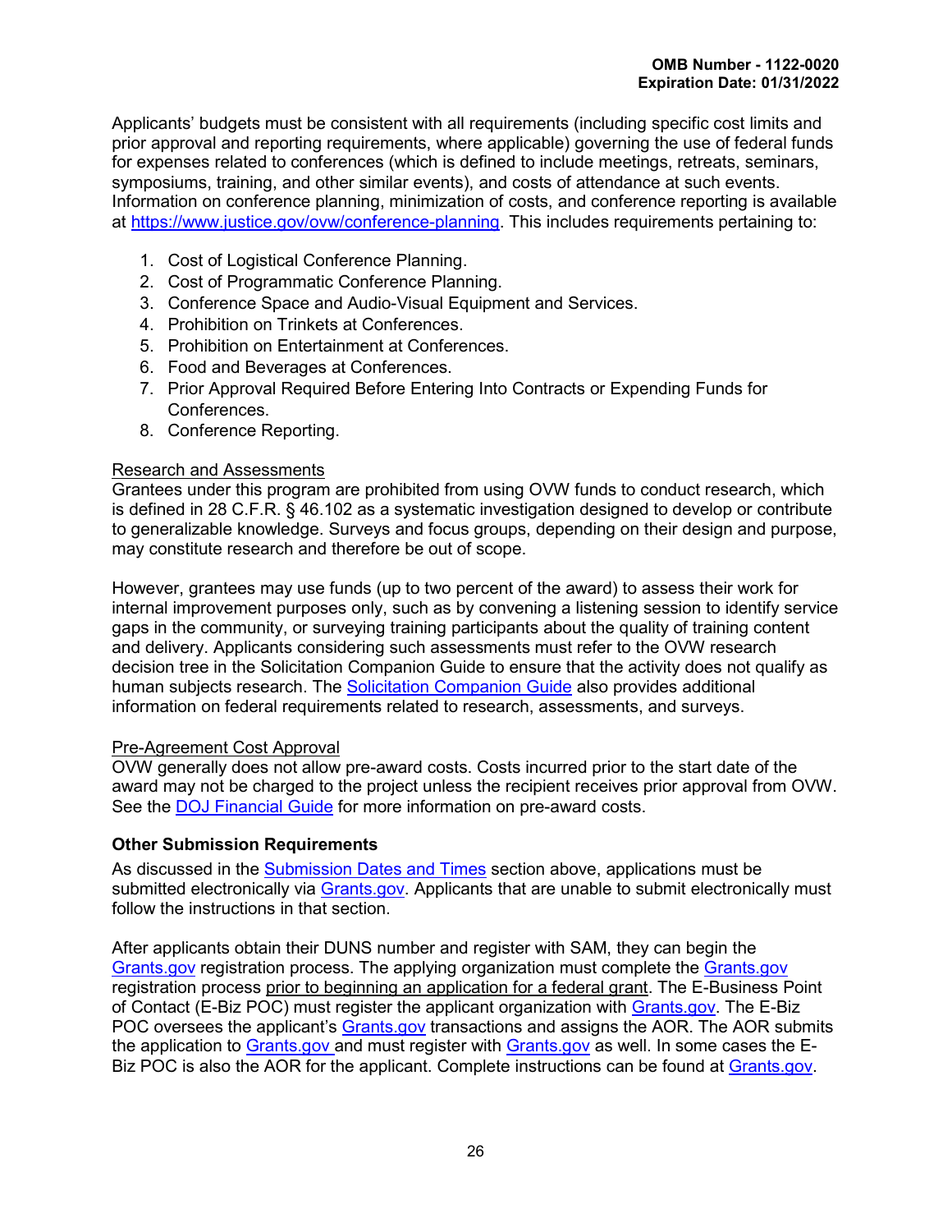Applicants' budgets must be consistent with all requirements (including specific cost limits and prior approval and reporting requirements, where applicable) governing the use of federal funds for expenses related to conferences (which is defined to include meetings, retreats, seminars, symposiums, training, and other similar events), and costs of attendance at such events. Information on conference planning, minimization of costs, and conference reporting is available at https://www.justice.gov/ovw/conference-planning. This includes requirements pertaining to:

1. Cost of Logistical Conference Planning.
2. Cost of Programmatic Conference Planning.
3. Conference Space and Audio-Visual Equipment and Services.
4. Prohibition on Trinkets at Conferences.
5. Prohibition on Entertainment at Conferences.
6. Food and Beverages at Conferences.
7. Prior Approval Required Before Entering Into Contracts or Expending Funds for Conferences.
8. Conference Reporting.

Research and Assessments

Grantees under this program are prohibited from using OVW funds to conduct research, which is defined in 28 C.F.R. § 46.102 as a systematic investigation designed to develop or contribute to generalizable knowledge. Surveys and focus groups, depending on their design and purpose, may constitute research and therefore be out of scope.

However, grantees may use funds (up to two percent of the award) to assess their work for internal improvement purposes only, such as by convening a listening session to identify service gaps in the community, or surveying training participants about the quality of training content and delivery. Applicants considering such assessments must refer to the OVW research decision tree in the Solicitation Companion Guide to ensure that the activity does not qualify as human subjects research. The Solicitation Companion Guide also provides additional information on federal requirements related to research, assessments, and surveys.

Pre-Agreement Cost Approval

OVW generally does not allow pre-award costs. Costs incurred prior to the start date of the award may not be charged to the project unless the recipient receives prior approval from OVW. See the DOJ Financial Guide for more information on pre-award costs.

**Other Submission Requirements**

As discussed in the Submission Dates and Times section above, applications must be submitted electronically via Grants.gov. Applicants that are unable to submit electronically must follow the instructions in that section.

After applicants obtain their DUNS number and register with SAM, they can begin the Grants.gov registration process. The applying organization must complete the Grants.gov registration process prior to beginning an application for a federal grant. The E-Business Point of Contact (E-Biz POC) must register the applicant organization with Grants.gov. The E-Biz POC oversees the applicant's Grants.gov transactions and assigns the AOR. The AOR submits the application to Grants.gov and must register with Grants.gov as well. In some cases the E-Biz POC is also the AOR for the applicant. Complete instructions can be found at Grants.gov.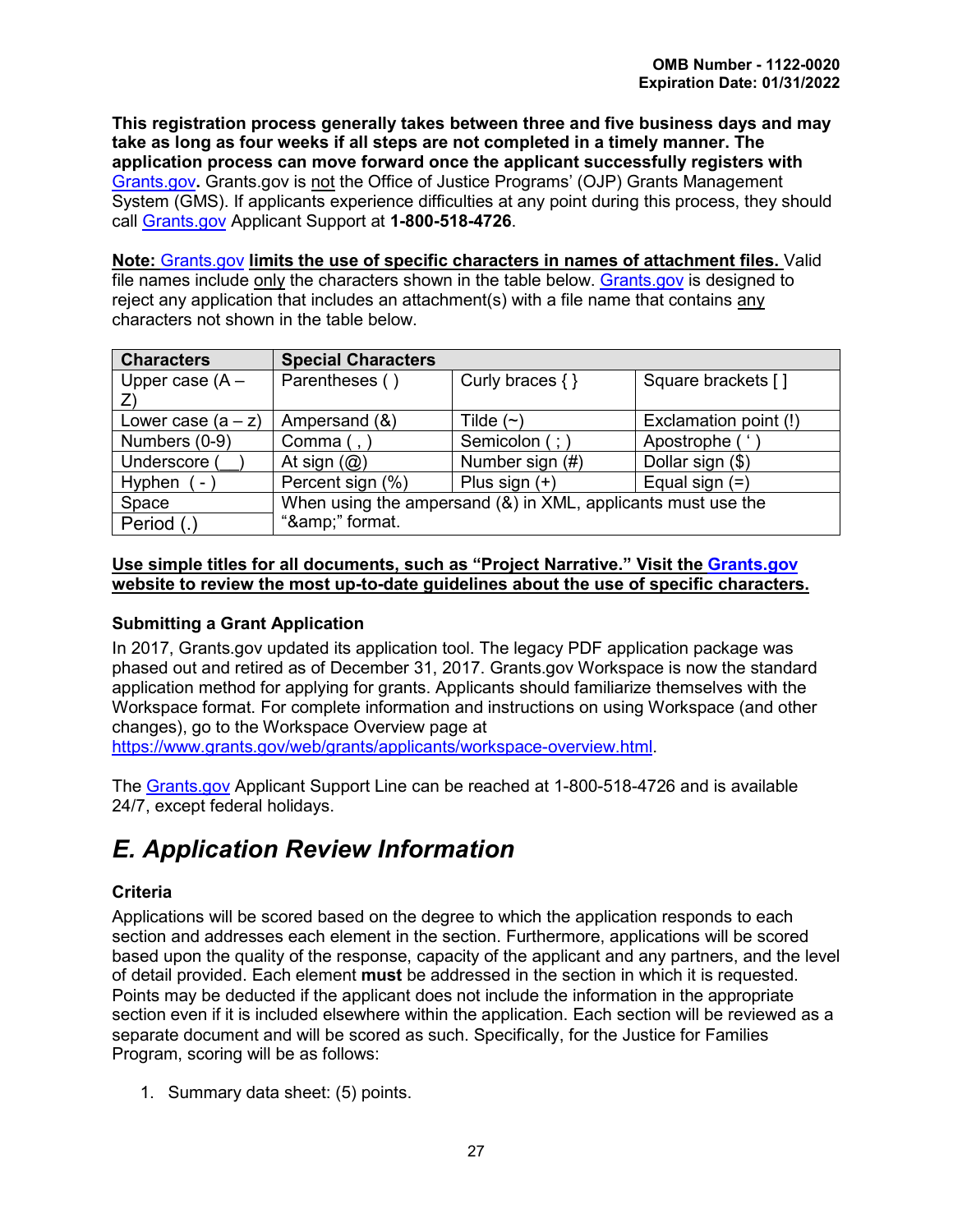**This registration process generally takes between three and five business days and may take as long as four weeks if all steps are not completed in a timely manner. The application process can move forward once the applicant successfully registers with Grants.gov.** Grants.gov is not the Office of Justice Programs' (OJP) Grants Management System (GMS). If applicants experience difficulties at any point during this process, they should call Grants.gov Applicant Support at **1-800-518-4726**.

**Note: Grants.gov limits the use of specific characters in names of attachment files.** Valid file names include only the characters shown in the table below. Grants.gov is designed to reject any application that includes an attachment(s) with a file name that contains any characters not shown in the table below.

| Characters | Special Characters | | |
|---|---|---|---|
| Upper case (A – Z) | Parentheses ( ) | Curly braces { } | Square brackets [ ] |
| Lower case (a – z) | Ampersand (&) | Tilde (~) | Exclamation point (!) |
| Numbers (0-9) | Comma ( , ) | Semicolon ( ; ) | Apostrophe ( ' ) |
| Underscore (__) | At sign (@) | Number sign (#) | Dollar sign ($) |
| Hyphen ( - ) | Percent sign (%) | Plus sign (+) | Equal sign (=) |
| Space | When using the ampersand (&) in XML, applicants must use the "&amp;" format. | | |
| Period (.) | | | |

**Use simple titles for all documents, such as "Project Narrative." Visit the Grants.gov website to review the most up-to-date guidelines about the use of specific characters.**

### Submitting a Grant Application

In 2017, Grants.gov updated its application tool. The legacy PDF application package was phased out and retired as of December 31, 2017. Grants.gov Workspace is now the standard application method for applying for grants. Applicants should familiarize themselves with the Workspace format. For complete information and instructions on using Workspace (and other changes), go to the Workspace Overview page at https://www.grants.gov/web/grants/applicants/workspace-overview.html.

The Grants.gov Applicant Support Line can be reached at 1-800-518-4726 and is available 24/7, except federal holidays.

## *E. Application Review Information*

### Criteria

Applications will be scored based on the degree to which the application responds to each section and addresses each element in the section. Furthermore, applications will be scored based upon the quality of the response, capacity of the applicant and any partners, and the level of detail provided. Each element **must** be addressed in the section in which it is requested. Points may be deducted if the applicant does not include the information in the appropriate section even if it is included elsewhere within the application. Each section will be reviewed as a separate document and will be scored as such. Specifically, for the Justice for Families Program, scoring will be as follows:

1. Summary data sheet: (5) points.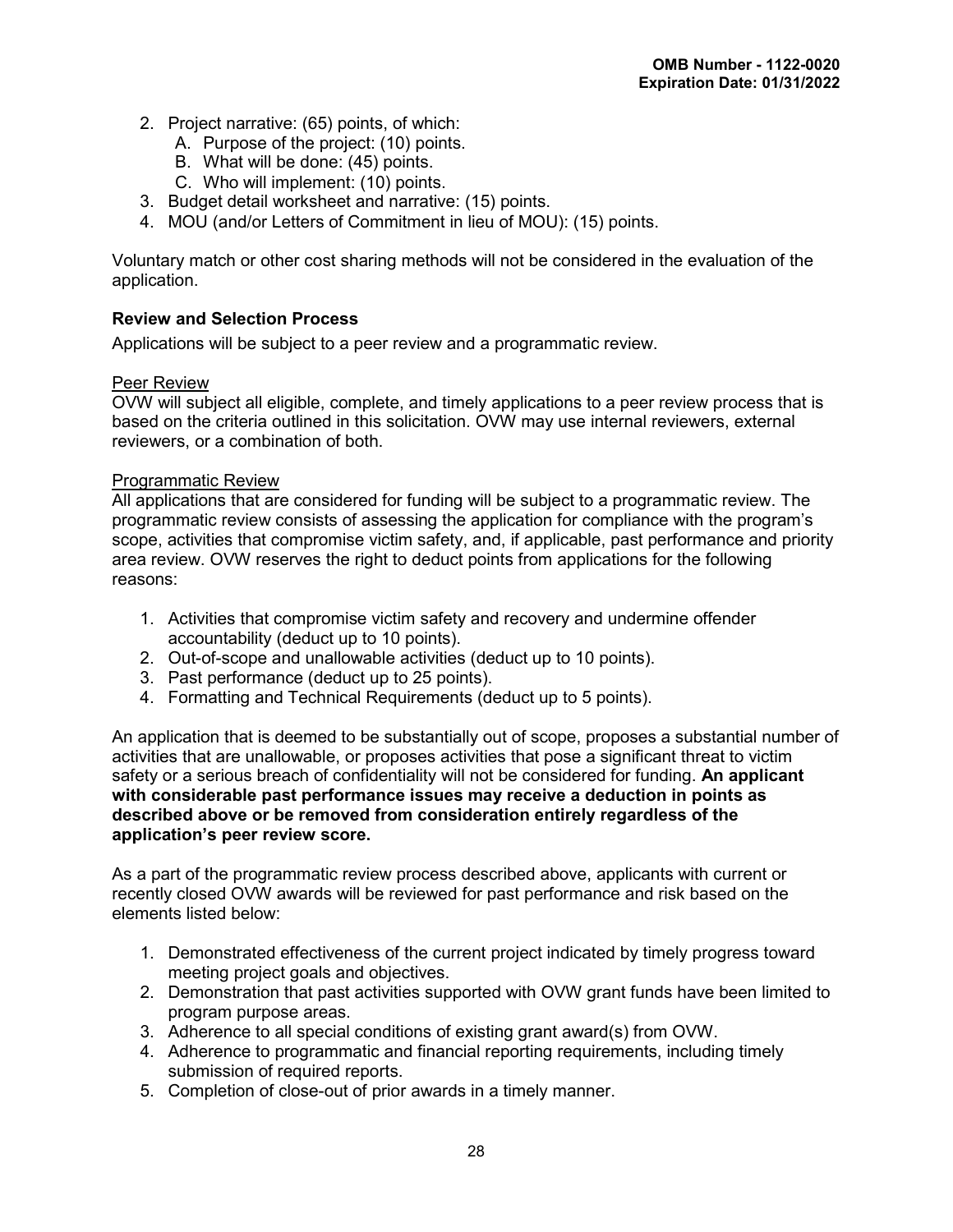2. Project narrative: (65) points, of which:
   A. Purpose of the project: (10) points.
   B. What will be done: (45) points.
   C. Who will implement: (10) points.
3. Budget detail worksheet and narrative: (15) points.
4. MOU (and/or Letters of Commitment in lieu of MOU): (15) points.

Voluntary match or other cost sharing methods will not be considered in the evaluation of the application.

**Review and Selection Process**

Applications will be subject to a peer review and a programmatic review.

Peer Review

OVW will subject all eligible, complete, and timely applications to a peer review process that is based on the criteria outlined in this solicitation. OVW may use internal reviewers, external reviewers, or a combination of both.

Programmatic Review

All applications that are considered for funding will be subject to a programmatic review. The programmatic review consists of assessing the application for compliance with the program's scope, activities that compromise victim safety, and, if applicable, past performance and priority area review. OVW reserves the right to deduct points from applications for the following reasons:

1. Activities that compromise victim safety and recovery and undermine offender accountability (deduct up to 10 points).
2. Out-of-scope and unallowable activities (deduct up to 10 points).
3. Past performance (deduct up to 25 points).
4. Formatting and Technical Requirements (deduct up to 5 points).

An application that is deemed to be substantially out of scope, proposes a substantial number of activities that are unallowable, or proposes activities that pose a significant threat to victim safety or a serious breach of confidentiality will not be considered for funding. **An applicant with considerable past performance issues may receive a deduction in points as described above or be removed from consideration entirely regardless of the application's peer review score.**

As a part of the programmatic review process described above, applicants with current or recently closed OVW awards will be reviewed for past performance and risk based on the elements listed below:

1. Demonstrated effectiveness of the current project indicated by timely progress toward meeting project goals and objectives.
2. Demonstration that past activities supported with OVW grant funds have been limited to program purpose areas.
3. Adherence to all special conditions of existing grant award(s) from OVW.
4. Adherence to programmatic and financial reporting requirements, including timely submission of required reports.
5. Completion of close-out of prior awards in a timely manner.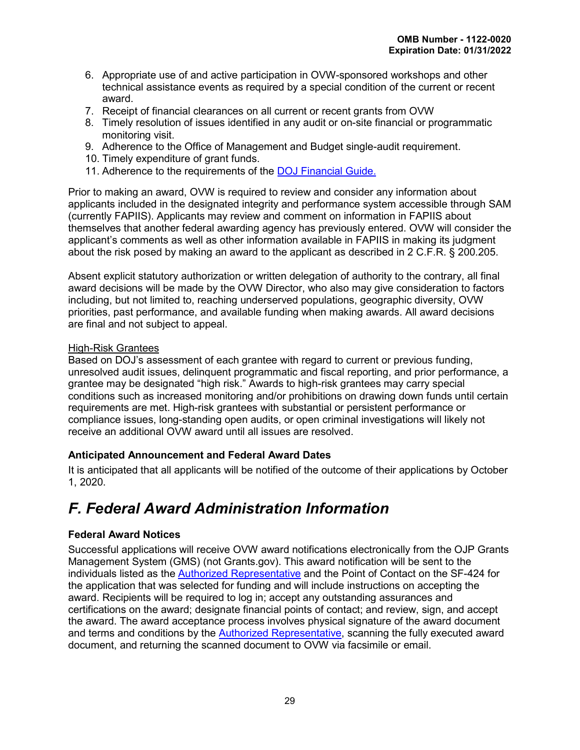6. Appropriate use of and active participation in OVW-sponsored workshops and other technical assistance events as required by a special condition of the current or recent award.
7. Receipt of financial clearances on all current or recent grants from OVW
8. Timely resolution of issues identified in any audit or on-site financial or programmatic monitoring visit.
9. Adherence to the Office of Management and Budget single-audit requirement.
10. Timely expenditure of grant funds.
11. Adherence to the requirements of the DOJ Financial Guide.

Prior to making an award, OVW is required to review and consider any information about applicants included in the designated integrity and performance system accessible through SAM (currently FAPIIS). Applicants may review and comment on information in FAPIIS about themselves that another federal awarding agency has previously entered. OVW will consider the applicant's comments as well as other information available in FAPIIS in making its judgment about the risk posed by making an award to the applicant as described in 2 C.F.R. § 200.205.

Absent explicit statutory authorization or written delegation of authority to the contrary, all final award decisions will be made by the OVW Director, who also may give consideration to factors including, but not limited to, reaching underserved populations, geographic diversity, OVW priorities, past performance, and available funding when making awards. All award decisions are final and not subject to appeal.

High-Risk Grantees

Based on DOJ's assessment of each grantee with regard to current or previous funding, unresolved audit issues, delinquent programmatic and fiscal reporting, and prior performance, a grantee may be designated "high risk." Awards to high-risk grantees may carry special conditions such as increased monitoring and/or prohibitions on drawing down funds until certain requirements are met. High-risk grantees with substantial or persistent performance or compliance issues, long-standing open audits, or open criminal investigations will likely not receive an additional OVW award until all issues are resolved.

### Anticipated Announcement and Federal Award Dates

It is anticipated that all applicants will be notified of the outcome of their applications by October 1, 2020.

## *F. Federal Award Administration Information*

### Federal Award Notices

Successful applications will receive OVW award notifications electronically from the OJP Grants Management System (GMS) (not Grants.gov). This award notification will be sent to the individuals listed as the Authorized Representative and the Point of Contact on the SF-424 for the application that was selected for funding and will include instructions on accepting the award. Recipients will be required to log in; accept any outstanding assurances and certifications on the award; designate financial points of contact; and review, sign, and accept the award. The award acceptance process involves physical signature of the award document and terms and conditions by the Authorized Representative, scanning the fully executed award document, and returning the scanned document to OVW via facsimile or email.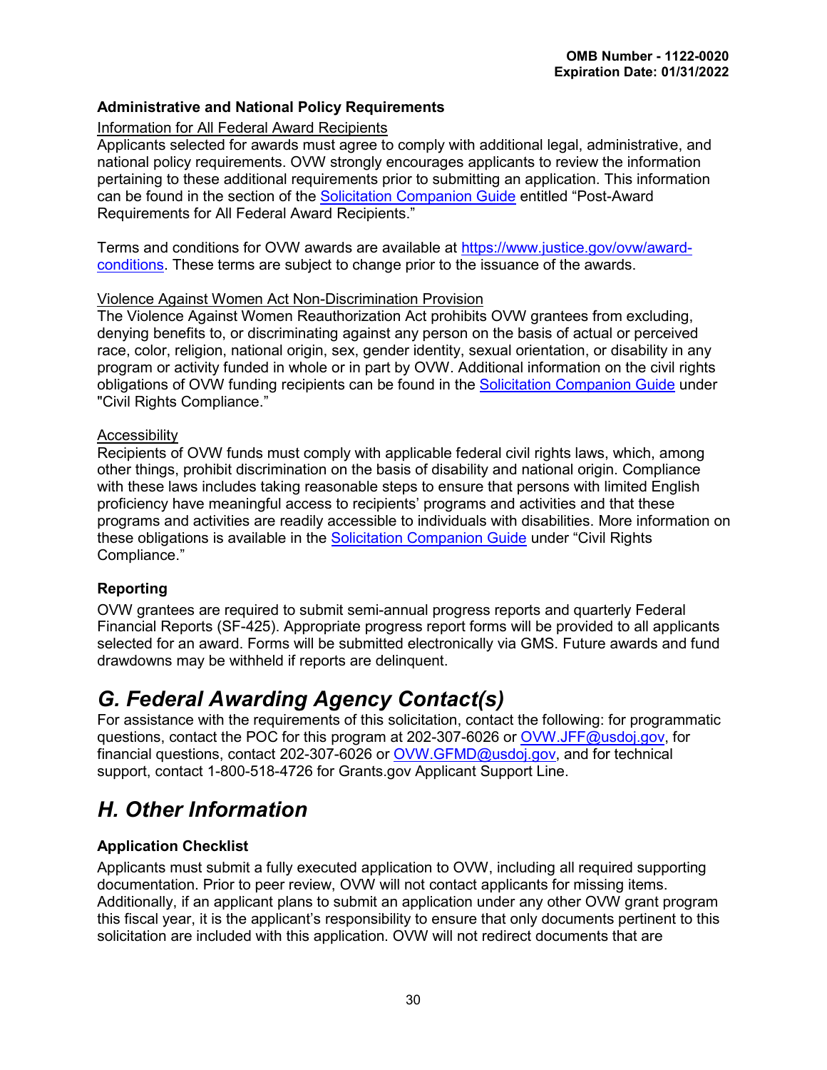### Administrative and National Policy Requirements

Information for All Federal Award Recipients

Applicants selected for awards must agree to comply with additional legal, administrative, and national policy requirements. OVW strongly encourages applicants to review the information pertaining to these additional requirements prior to submitting an application. This information can be found in the section of the Solicitation Companion Guide entitled "Post-Award Requirements for All Federal Award Recipients."

Terms and conditions for OVW awards are available at https://www.justice.gov/ovw/award-conditions. These terms are subject to change prior to the issuance of the awards.

Violence Against Women Act Non-Discrimination Provision

The Violence Against Women Reauthorization Act prohibits OVW grantees from excluding, denying benefits to, or discriminating against any person on the basis of actual or perceived race, color, religion, national origin, sex, gender identity, sexual orientation, or disability in any program or activity funded in whole or in part by OVW. Additional information on the civil rights obligations of OVW funding recipients can be found in the Solicitation Companion Guide under "Civil Rights Compliance."

Accessibility

Recipients of OVW funds must comply with applicable federal civil rights laws, which, among other things, prohibit discrimination on the basis of disability and national origin. Compliance with these laws includes taking reasonable steps to ensure that persons with limited English proficiency have meaningful access to recipients' programs and activities and that these programs and activities are readily accessible to individuals with disabilities. More information on these obligations is available in the Solicitation Companion Guide under "Civil Rights Compliance."

### Reporting

OVW grantees are required to submit semi-annual progress reports and quarterly Federal Financial Reports (SF-425). Appropriate progress report forms will be provided to all applicants selected for an award. Forms will be submitted electronically via GMS. Future awards and fund drawdowns may be withheld if reports are delinquent.

## *G. Federal Awarding Agency Contact(s)*

For assistance with the requirements of this solicitation, contact the following: for programmatic questions, contact the POC for this program at 202-307-6026 or OVW.JFF@usdoj.gov, for financial questions, contact 202-307-6026 or OVW.GFMD@usdoj.gov, and for technical support, contact 1-800-518-4726 for Grants.gov Applicant Support Line.

## *H. Other Information*

### Application Checklist

Applicants must submit a fully executed application to OVW, including all required supporting documentation. Prior to peer review, OVW will not contact applicants for missing items. Additionally, if an applicant plans to submit an application under any other OVW grant program this fiscal year, it is the applicant's responsibility to ensure that only documents pertinent to this solicitation are included with this application. OVW will not redirect documents that are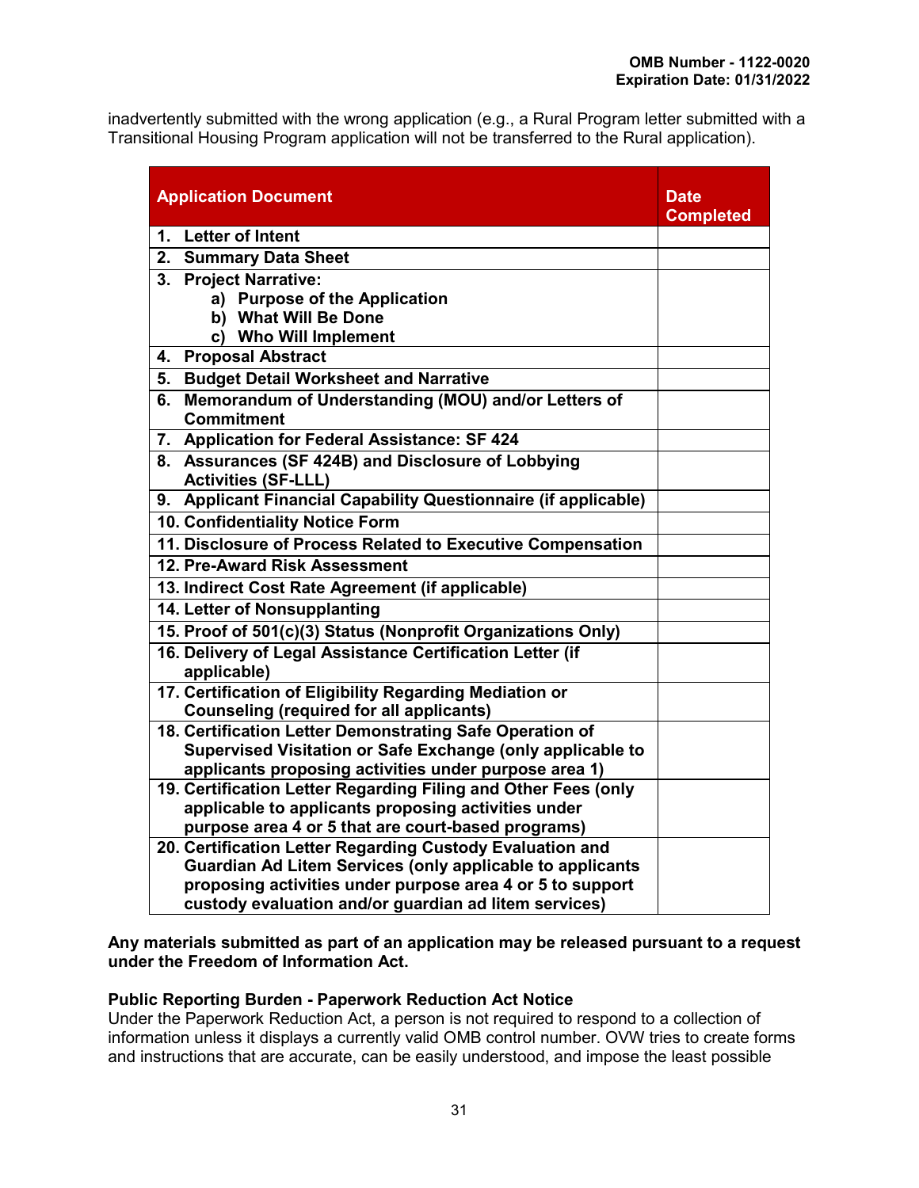inadvertently submitted with the wrong application (e.g., a Rural Program letter submitted with a Transitional Housing Program application will not be transferred to the Rural application).

| Application Document | Date Completed |
|---|---|
| **1. Letter of Intent** | |
| **2. Summary Data Sheet** | |
| **3. Project Narrative:**<br>**a) Purpose of the Application**<br>**b) What Will Be Done**<br>**c) Who Will Implement** | |
| **4. Proposal Abstract** | |
| **5. Budget Detail Worksheet and Narrative** | |
| **6. Memorandum of Understanding (MOU) and/or Letters of Commitment** | |
| **7. Application for Federal Assistance: SF 424** | |
| **8. Assurances (SF 424B) and Disclosure of Lobbying Activities (SF-LLL)** | |
| **9. Applicant Financial Capability Questionnaire (if applicable)** | |
| **10. Confidentiality Notice Form** | |
| **11. Disclosure of Process Related to Executive Compensation** | |
| **12. Pre-Award Risk Assessment** | |
| **13. Indirect Cost Rate Agreement (if applicable)** | |
| **14. Letter of Nonsupplanting** | |
| **15. Proof of 501(c)(3) Status (Nonprofit Organizations Only)** | |
| **16. Delivery of Legal Assistance Certification Letter (if applicable)** | |
| **17. Certification of Eligibility Regarding Mediation or Counseling (required for all applicants)** | |
| **18. Certification Letter Demonstrating Safe Operation of Supervised Visitation or Safe Exchange (only applicable to applicants proposing activities under purpose area 1)** | |
| **19. Certification Letter Regarding Filing and Other Fees (only applicable to applicants proposing activities under purpose area 4 or 5 that are court-based programs)** | |
| **20. Certification Letter Regarding Custody Evaluation and Guardian Ad Litem Services (only applicable to applicants proposing activities under purpose area 4 or 5 to support custody evaluation and/or guardian ad litem services)** | |

**Any materials submitted as part of an application may be released pursuant to a request under the Freedom of Information Act.**

**Public Reporting Burden - Paperwork Reduction Act Notice**

Under the Paperwork Reduction Act, a person is not required to respond to a collection of information unless it displays a currently valid OMB control number. OVW tries to create forms and instructions that are accurate, can be easily understood, and impose the least possible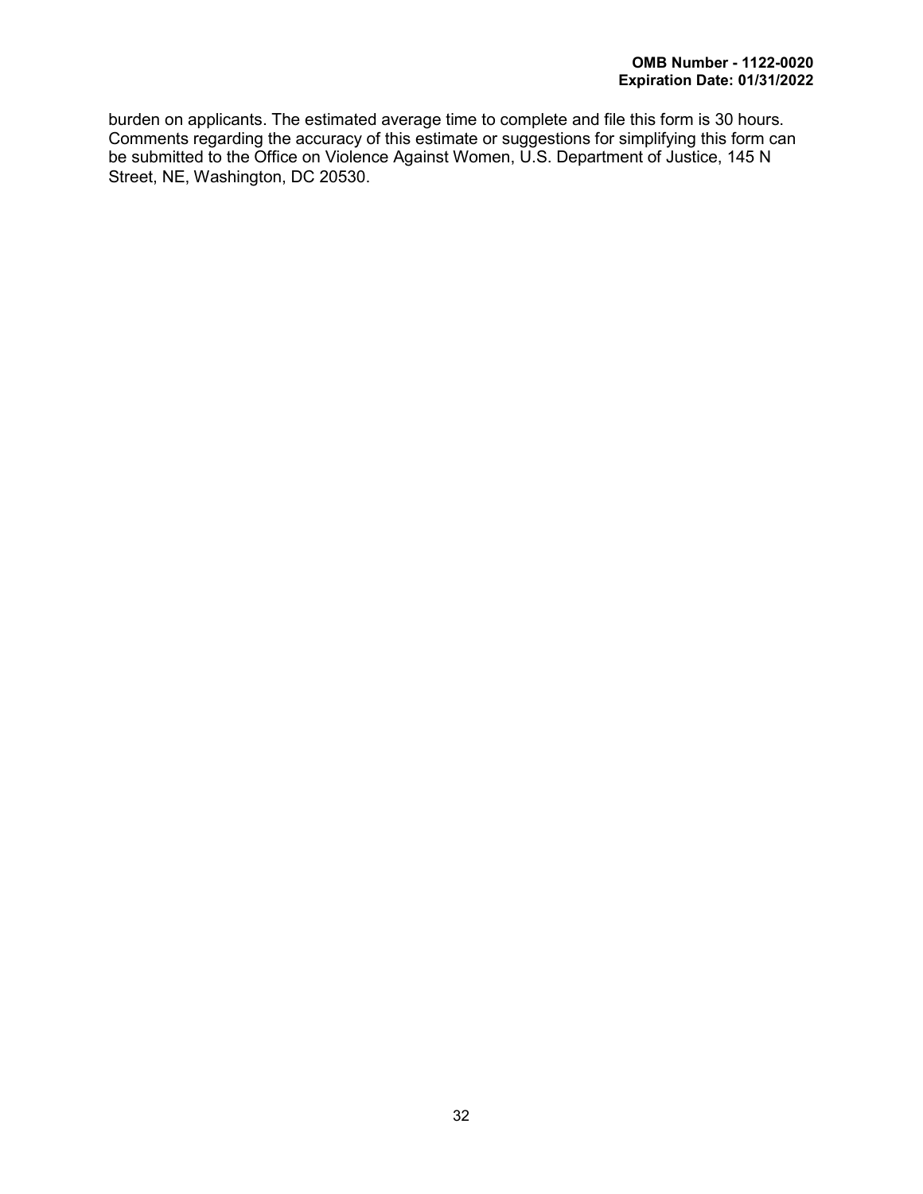burden on applicants. The estimated average time to complete and file this form is 30 hours. Comments regarding the accuracy of this estimate or suggestions for simplifying this form can be submitted to the Office on Violence Against Women, U.S. Department of Justice, 145 N Street, NE, Washington, DC 20530.